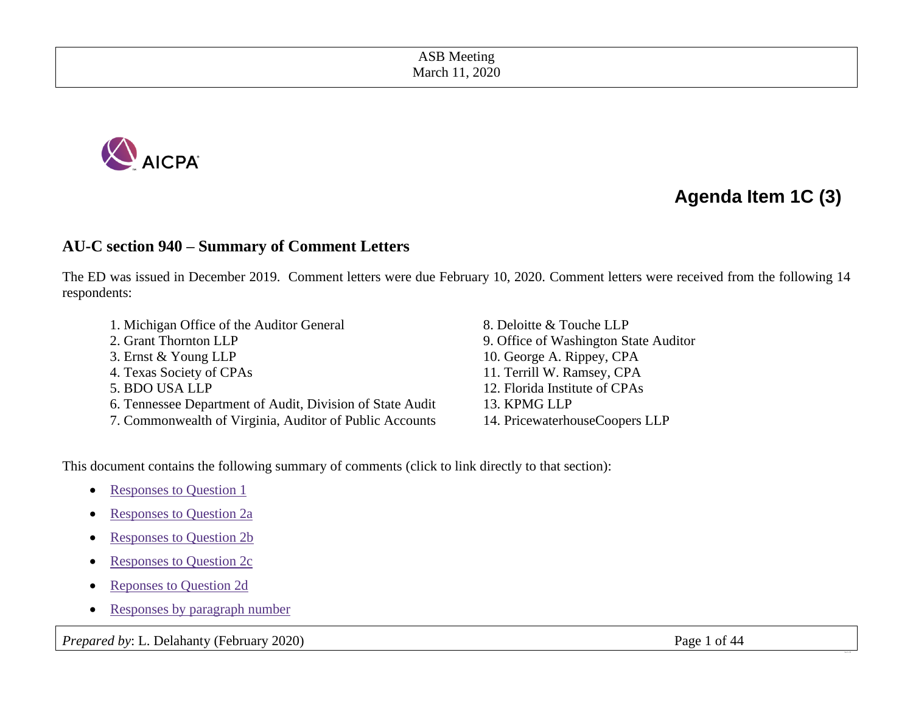ASB Meeting
March 11, 2020

AICPA

# Agenda Item 1C (3)

## AU-C section 940 – Summary of Comment Letters

The ED was issued in December 2019. Comment letters were due February 10, 2020. Comment letters were received from the following 14 respondents:

1. Michigan Office of the Auditor General
2. Grant Thornton LLP
3. Ernst & Young LLP
4. Texas Society of CPAs
5. BDO USA LLP
6. Tennessee Department of Audit, Division of State Audit
7. Commonwealth of Virginia, Auditor of Public Accounts
8. Deloitte & Touche LLP
9. Office of Washington State Auditor
10. George A. Rippey, CPA
11. Terrill W. Ramsey, CPA
12. Florida Institute of CPAs
13. KPMG LLP
14. PricewaterhouseCoopers LLP

This document contains the following summary of comments (click to link directly to that section):

- Responses to Question 1
- Responses to Question 2a
- Responses to Question 2b
- Responses to Question 2c
- Reponses to Question 2d
- Responses by paragraph number

*Prepared by*: L. Delahanty (February 2020)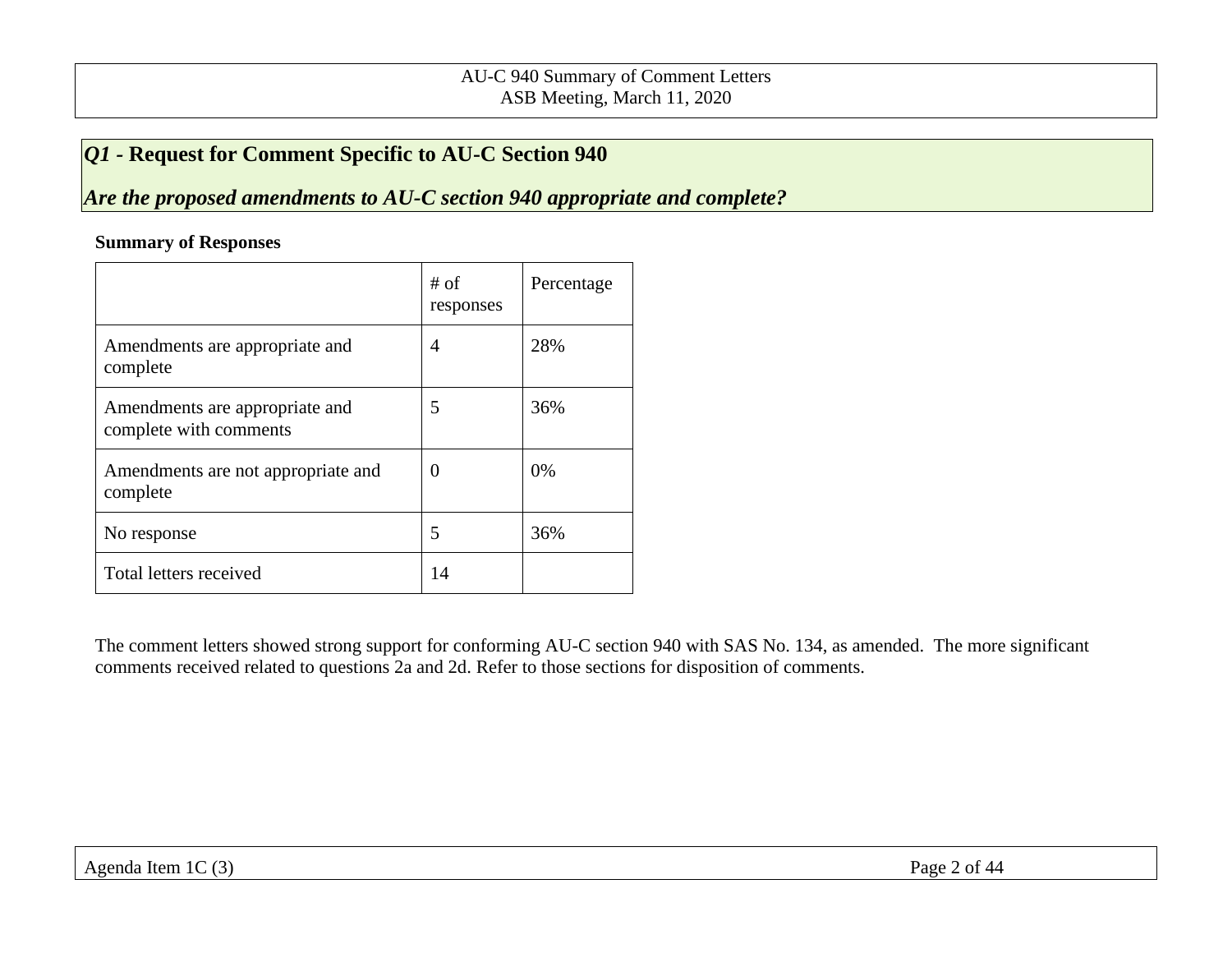## *Q1* - Request for Comment Specific to AU-C Section 940

***Are the proposed amendments to AU-C section 940 appropriate and complete?***

**Summary of Responses**

| | # of responses | Percentage |
|---|---|---|
| Amendments are appropriate and complete | 4 | 28% |
| Amendments are appropriate and complete with comments | 5 | 36% |
| Amendments are not appropriate and complete | 0 | 0% |
| No response | 5 | 36% |
| Total letters received | 14 | |

The comment letters showed strong support for conforming AU-C section 940 with SAS No. 134, as amended. The more significant comments received related to questions 2a and 2d. Refer to those sections for disposition of comments.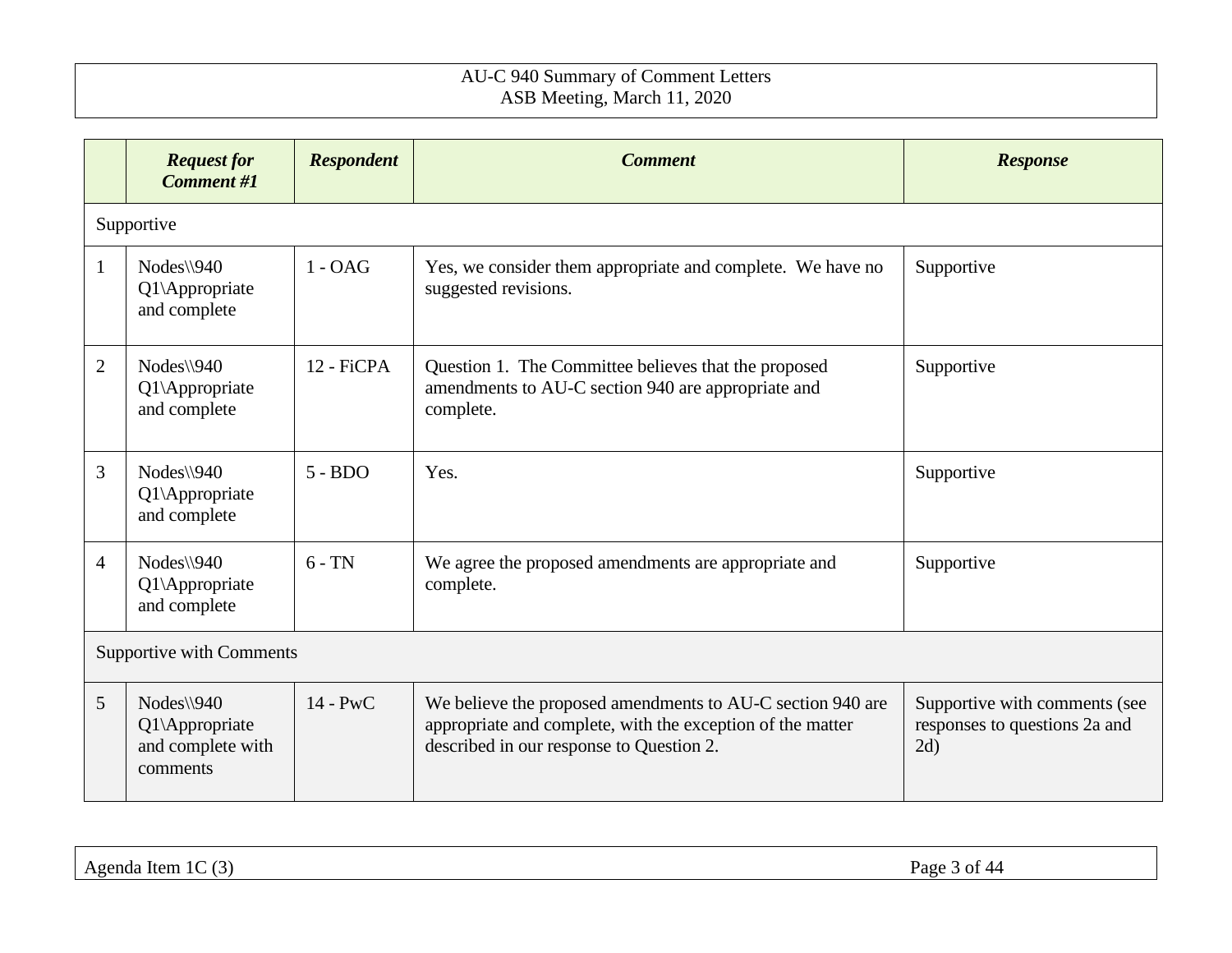| | *Request for Comment #1* | *Respondent* | *Comment* | *Response* |
|---|---|---|---|---|
| Supportive | | | | |
| 1 | Nodes\\940 Q1\Appropriate and complete | 1 - OAG | Yes, we consider them appropriate and complete. We have no suggested revisions. | Supportive |
| 2 | Nodes\\940 Q1\Appropriate and complete | 12 - FiCPA | Question 1. The Committee believes that the proposed amendments to AU-C section 940 are appropriate and complete. | Supportive |
| 3 | Nodes\\940 Q1\Appropriate and complete | 5 - BDO | Yes. | Supportive |
| 4 | Nodes\\940 Q1\Appropriate and complete | 6 - TN | We agree the proposed amendments are appropriate and complete. | Supportive |
| Supportive with Comments | | | | |
| 5 | Nodes\\940 Q1\Appropriate and complete with comments | 14 - PwC | We believe the proposed amendments to AU-C section 940 are appropriate and complete, with the exception of the matter described in our response to Question 2. | Supportive with comments (see responses to questions 2a and 2d) |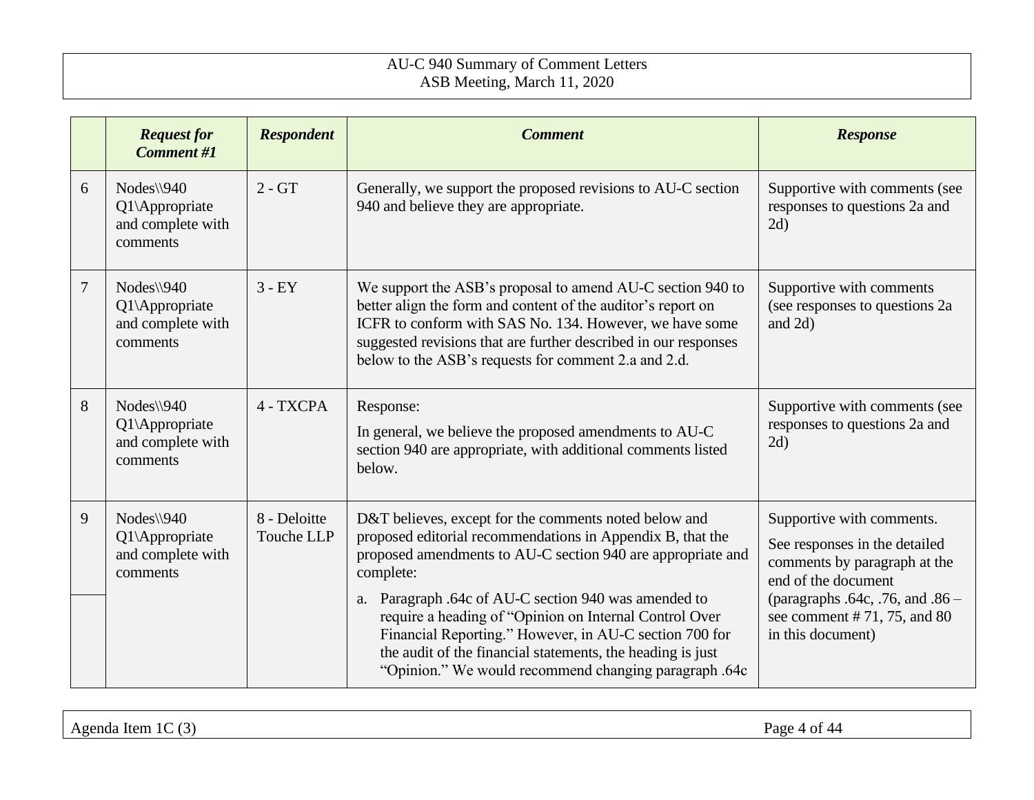| | *Request for Comment #1* | *Respondent* | *Comment* | *Response* |
|---|---|---|---|---|
| 6 | Nodes\\940 Q1\Appropriate and complete with comments | 2 - GT | Generally, we support the proposed revisions to AU-C section 940 and believe they are appropriate. | Supportive with comments (see responses to questions 2a and 2d) |
| 7 | Nodes\\940 Q1\Appropriate and complete with comments | 3 - EY | We support the ASB's proposal to amend AU-C section 940 to better align the form and content of the auditor's report on ICFR to conform with SAS No. 134. However, we have some suggested revisions that are further described in our responses below to the ASB's requests for comment 2.a and 2.d. | Supportive with comments (see responses to questions 2a and 2d) |
| 8 | Nodes\\940 Q1\Appropriate and complete with comments | 4 - TXCPA | Response:<br><br>In general, we believe the proposed amendments to AU-C section 940 are appropriate, with additional comments listed below. | Supportive with comments (see responses to questions 2a and 2d) |
| 9 | Nodes\\940 Q1\Appropriate and complete with comments | 8 - Deloitte Touche LLP | D&T believes, except for the comments noted below and proposed editorial recommendations in Appendix B, that the proposed amendments to AU-C section 940 are appropriate and complete:<br><br>a. Paragraph .64c of AU-C section 940 was amended to require a heading of "Opinion on Internal Control Over Financial Reporting." However, in AU-C section 700 for the audit of the financial statements, the heading is just "Opinion." We would recommend changing paragraph .64c | Supportive with comments.<br><br>See responses in the detailed comments by paragraph at the end of the document (paragraphs .64c, .76, and .86 – see comment # 71, 75, and 80 in this document) |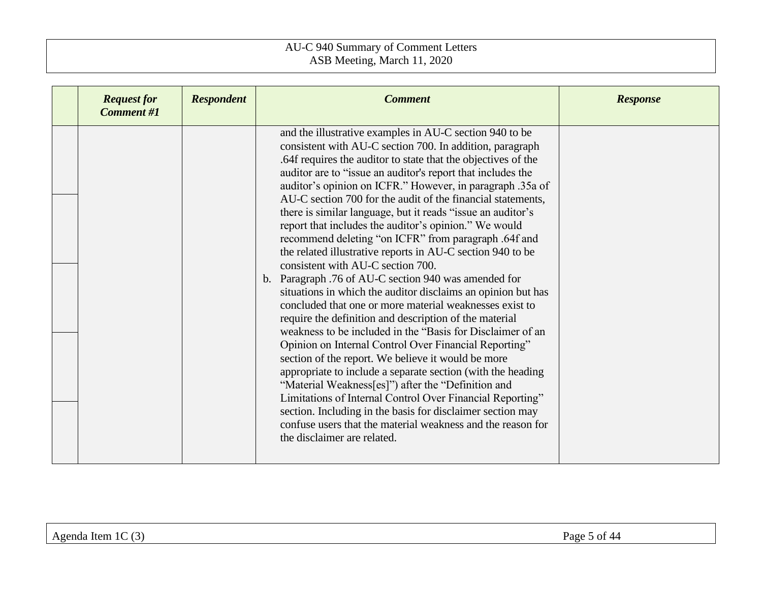| | *Request for Comment #1* | *Respondent* | *Comment* | *Response* |
|---|---|---|---|---|
| | | | and the illustrative examples in AU-C section 940 to be consistent with AU-C section 700. In addition, paragraph .64f requires the auditor to state that the objectives of the auditor are to "issue an auditor's report that includes the auditor's opinion on ICFR." However, in paragraph .35a of AU-C section 700 for the audit of the financial statements, there is similar language, but it reads "issue an auditor's report that includes the auditor's opinion." We would recommend deleting "on ICFR" from paragraph .64f and the related illustrative reports in AU-C section 940 to be consistent with AU-C section 700.<br>b. Paragraph .76 of AU-C section 940 was amended for situations in which the auditor disclaims an opinion but has concluded that one or more material weaknesses exist to require the definition and description of the material weakness to be included in the "Basis for Disclaimer of an Opinion on Internal Control Over Financial Reporting" section of the report. We believe it would be more appropriate to include a separate section (with the heading "Material Weakness[es]") after the "Definition and Limitations of Internal Control Over Financial Reporting" section. Including in the basis for disclaimer section may confuse users that the material weakness and the reason for the disclaimer are related. | |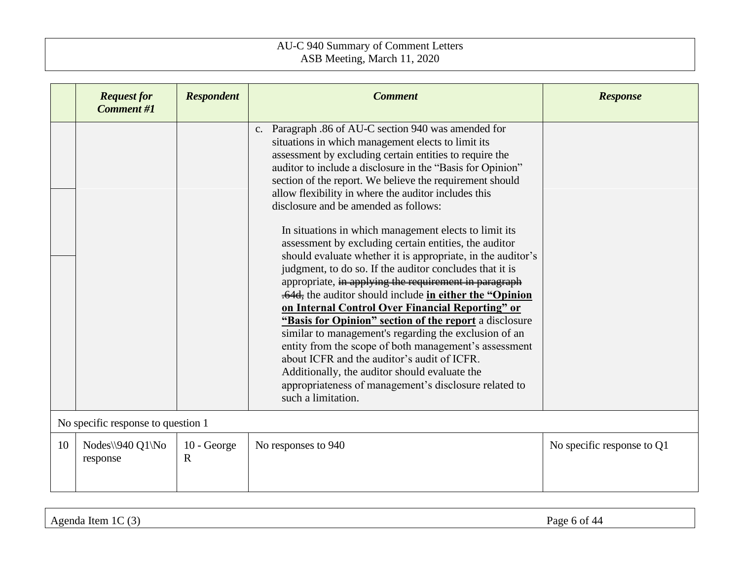| | *Request for Comment #1* | *Respondent* | *Comment* | *Response* |
|---|---|---|---|---|
| | | | c. Paragraph .86 of AU-C section 940 was amended for situations in which management elects to limit its assessment by excluding certain entities to require the auditor to include a disclosure in the "Basis for Opinion" section of the report. We believe the requirement should allow flexibility in where the auditor includes this disclosure and be amended as follows:<br><br>In situations in which management elects to limit its assessment by excluding certain entities, the auditor should evaluate whether it is appropriate, in the auditor's judgment, to do so. If the auditor concludes that it is appropriate, ~~in applying the requirement in paragraph .64d,~~ the auditor should include **<u>in either the "Opinion on Internal Control Over Financial Reporting" or "Basis for Opinion" section of the report</u>** a disclosure similar to management's regarding the exclusion of an entity from the scope of both management's assessment about ICFR and the auditor's audit of ICFR. Additionally, the auditor should evaluate the appropriateness of management's disclosure related to such a limitation. | |
| No specific response to question 1 | | | | |
| 10 | Nodes\\940 Q1\No response | 10 - George R | No responses to 940 | No specific response to Q1 |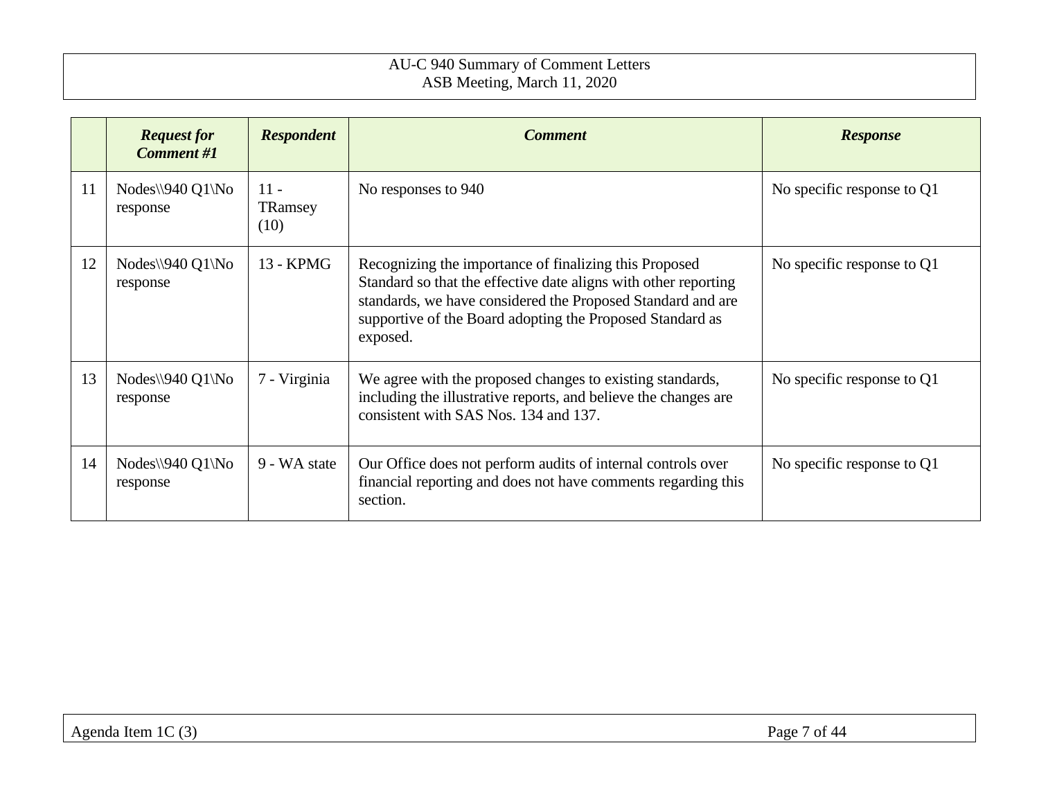| | *Request for Comment #1* | *Respondent* | *Comment* | *Response* |
|---|---|---|---|---|
| 11 | Nodes\\940 Q1\No response | 11 - TRamsey (10) | No responses to 940 | No specific response to Q1 |
| 12 | Nodes\\940 Q1\No response | 13 - KPMG | Recognizing the importance of finalizing this Proposed Standard so that the effective date aligns with other reporting standards, we have considered the Proposed Standard and are supportive of the Board adopting the Proposed Standard as exposed. | No specific response to Q1 |
| 13 | Nodes\\940 Q1\No response | 7 - Virginia | We agree with the proposed changes to existing standards, including the illustrative reports, and believe the changes are consistent with SAS Nos. 134 and 137. | No specific response to Q1 |
| 14 | Nodes\\940 Q1\No response | 9 - WA state | Our Office does not perform audits of internal controls over financial reporting and does not have comments regarding this section. | No specific response to Q1 |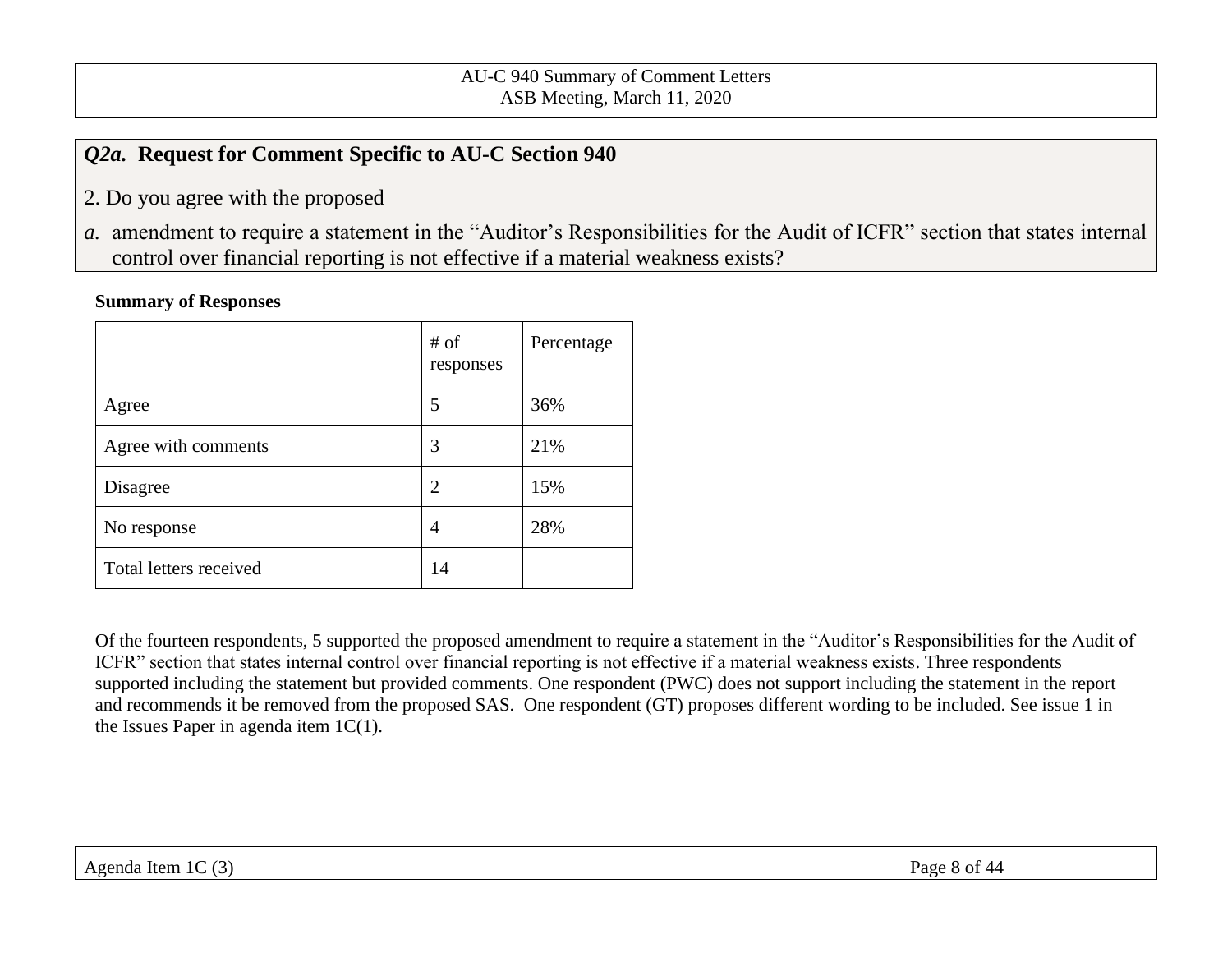## *Q2a.* Request for Comment Specific to AU-C Section 940

2. Do you agree with the proposed

*a.* amendment to require a statement in the "Auditor's Responsibilities for the Audit of ICFR" section that states internal control over financial reporting is not effective if a material weakness exists?

**Summary of Responses**

| | # of responses | Percentage |
|---|---|---|
| Agree | 5 | 36% |
| Agree with comments | 3 | 21% |
| Disagree | 2 | 15% |
| No response | 4 | 28% |
| Total letters received | 14 | |

Of the fourteen respondents, 5 supported the proposed amendment to require a statement in the "Auditor's Responsibilities for the Audit of ICFR" section that states internal control over financial reporting is not effective if a material weakness exists. Three respondents supported including the statement but provided comments. One respondent (PWC) does not support including the statement in the report and recommends it be removed from the proposed SAS. One respondent (GT) proposes different wording to be included. See issue 1 in the Issues Paper in agenda item 1C(1).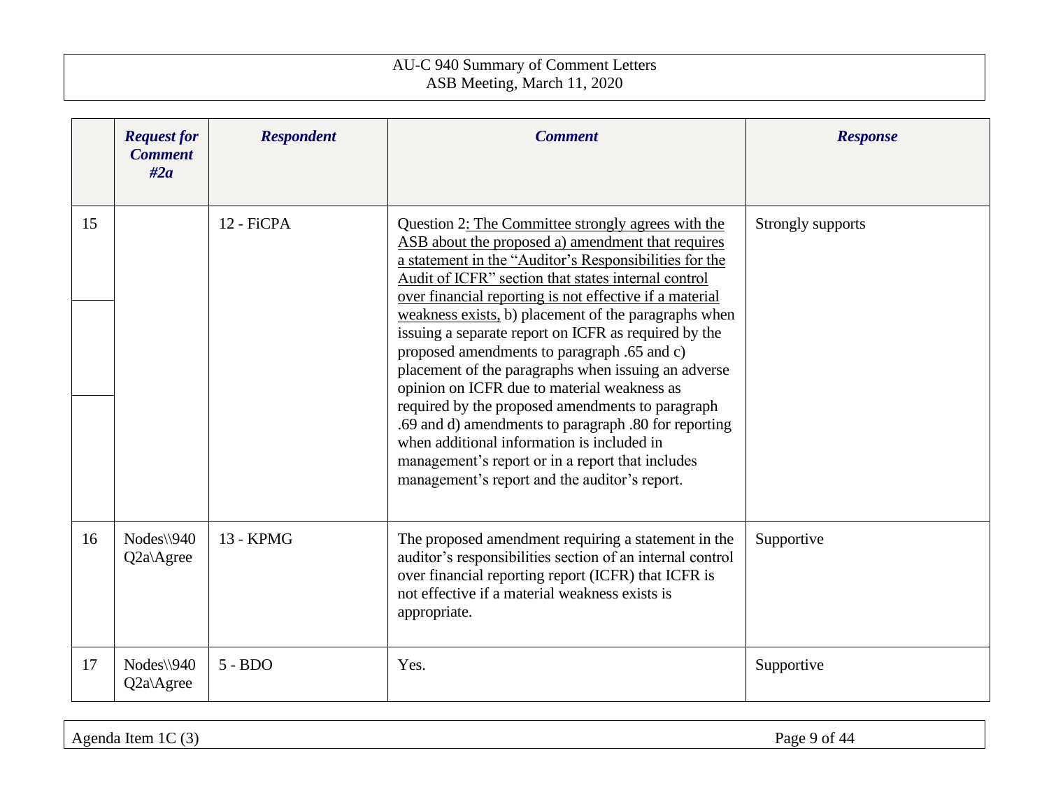| | *Request for Comment #2a* | *Respondent* | *Comment* | *Response* |
|---|---|---|---|---|
| 15 | | 12 - FiCPA | Question 2<u>: The Committee strongly agrees with the ASB about the proposed a) amendment that requires a statement in the "Auditor's Responsibilities for the Audit of ICFR" section that states internal control over financial reporting is not effective if a material weakness exists,</u> b) placement of the paragraphs when issuing a separate report on ICFR as required by the proposed amendments to paragraph .65 and c) placement of the paragraphs when issuing an adverse opinion on ICFR due to material weakness as required by the proposed amendments to paragraph .69 and d) amendments to paragraph .80 for reporting when additional information is included in management's report or in a report that includes management's report and the auditor's report. | Strongly supports |
| 16 | Nodes\\940 Q2a\Agree | 13 - KPMG | The proposed amendment requiring a statement in the auditor's responsibilities section of an internal control over financial reporting report (ICFR) that ICFR is not effective if a material weakness exists is appropriate. | Supportive |
| 17 | Nodes\\940 Q2a\Agree | 5 - BDO | Yes. | Supportive |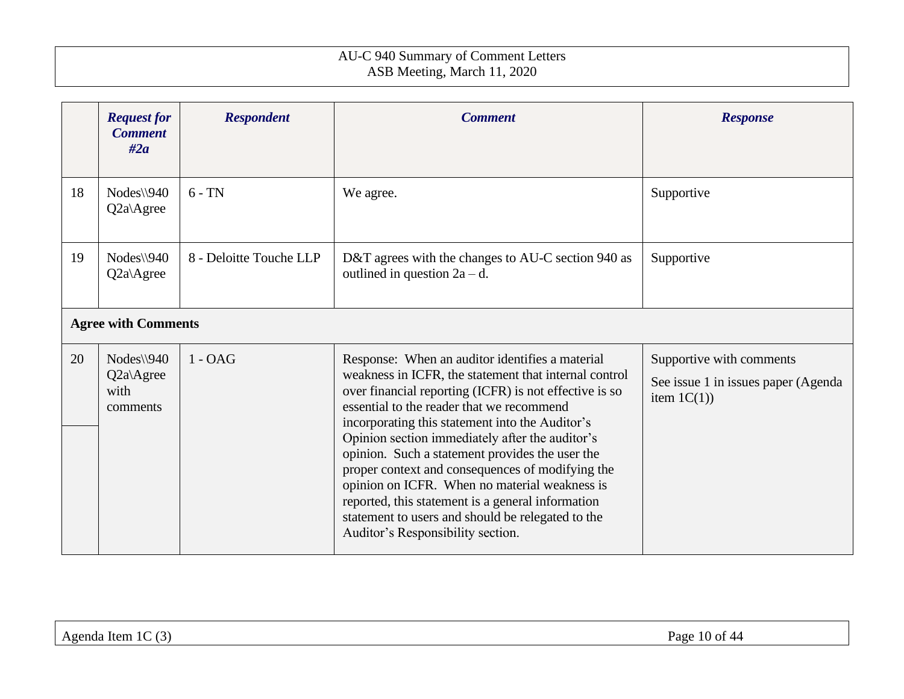| | *Request for Comment #2a* | *Respondent* | *Comment* | *Response* |
|---|---|---|---|---|
| 18 | Nodes\\940 Q2a\Agree | 6 - TN | We agree. | Supportive |
| 19 | Nodes\\940 Q2a\Agree | 8 - Deloitte Touche LLP | D&T agrees with the changes to AU-C section 940 as outlined in question 2a – d. | Supportive |
| **Agree with Comments** | | | | |
| 20 | Nodes\\940 Q2a\Agree with comments | 1 - OAG | Response: When an auditor identifies a material weakness in ICFR, the statement that internal control over financial reporting (ICFR) is not effective is so essential to the reader that we recommend incorporating this statement into the Auditor's Opinion section immediately after the auditor's opinion. Such a statement provides the user the proper context and consequences of modifying the opinion on ICFR. When no material weakness is reported, this statement is a general information statement to users and should be relegated to the Auditor's Responsibility section. | Supportive with comments<br><br>See issue 1 in issues paper (Agenda item 1C(1)) |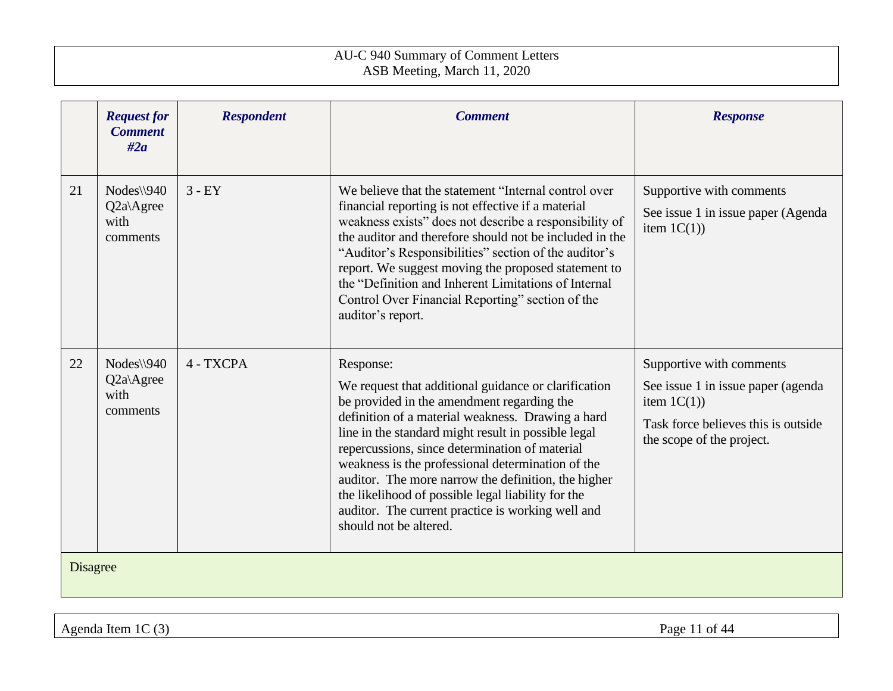| | *Request for Comment #2a* | *Respondent* | *Comment* | *Response* |
|---|---|---|---|---|
| 21 | Nodes\\940 Q2a\Agree with comments | 3 - EY | We believe that the statement "Internal control over financial reporting is not effective if a material weakness exists" does not describe a responsibility of the auditor and therefore should not be included in the "Auditor's Responsibilities" section of the auditor's report. We suggest moving the proposed statement to the "Definition and Inherent Limitations of Internal Control Over Financial Reporting" section of the auditor's report. | Supportive with comments<br><br>See issue 1 in issue paper (Agenda item 1C(1)) |
| 22 | Nodes\\940 Q2a\Agree with comments | 4 - TXCPA | Response:<br><br>We request that additional guidance or clarification be provided in the amendment regarding the definition of a material weakness. Drawing a hard line in the standard might result in possible legal repercussions, since determination of material weakness is the professional determination of the auditor. The more narrow the definition, the higher the likelihood of possible legal liability for the auditor. The current practice is working well and should not be altered. | Supportive with comments<br><br>See issue 1 in issue paper (agenda item 1C(1))<br><br>Task force believes this is outside the scope of the project. |
| Disagree | | | | |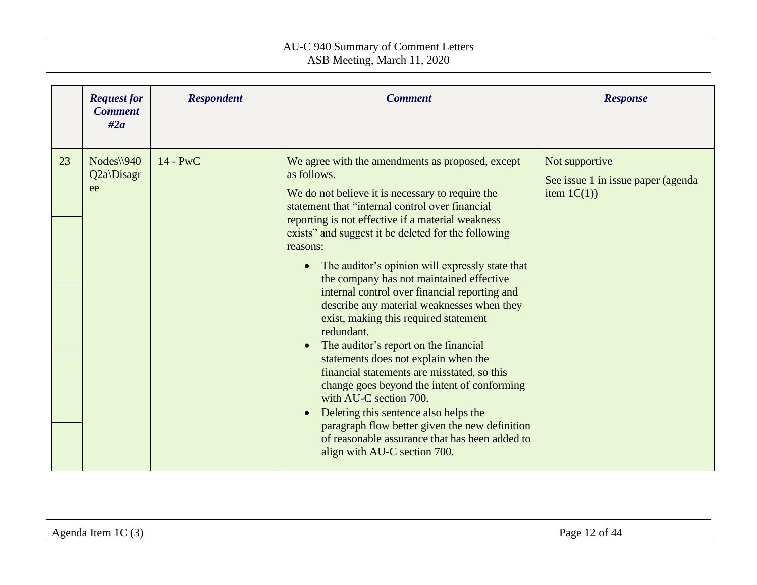| | *Request for Comment #2a* | *Respondent* | *Comment* | *Response* |
|---|---|---|---|---|
| 23 | Nodes\\940 Q2a\Disagree | 14 - PwC | We agree with the amendments as proposed, except as follows.<br><br>We do not believe it is necessary to require the statement that "internal control over financial reporting is not effective if a material weakness exists" and suggest it be deleted for the following reasons:<br><br>• The auditor's opinion will expressly state that the company has not maintained effective internal control over financial reporting and describe any material weaknesses when they exist, making this required statement redundant.<br>• The auditor's report on the financial statements does not explain when the financial statements are misstated, so this change goes beyond the intent of conforming with AU-C section 700.<br>• Deleting this sentence also helps the paragraph flow better given the new definition of reasonable assurance that has been added to align with AU-C section 700. | Not supportive<br><br>See issue 1 in issue paper (agenda item 1C(1)) |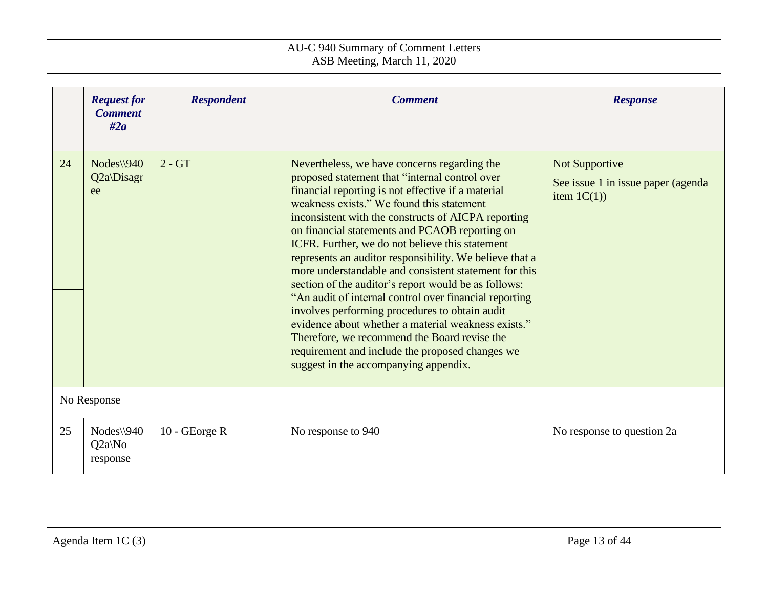| | *Request for Comment #2a* | *Respondent* | *Comment* | *Response* |
|---|---|---|---|---|
| 24 | Nodes\\940 Q2a\Disagree | 2 - GT | Nevertheless, we have concerns regarding the proposed statement that "internal control over financial reporting is not effective if a material weakness exists." We found this statement inconsistent with the constructs of AICPA reporting on financial statements and PCAOB reporting on ICFR. Further, we do not believe this statement represents an auditor responsibility. We believe that a more understandable and consistent statement for this section of the auditor's report would be as follows: "An audit of internal control over financial reporting involves performing procedures to obtain audit evidence about whether a material weakness exists." Therefore, we recommend the Board revise the requirement and include the proposed changes we suggest in the accompanying appendix. | Not Supportive<br><br>See issue 1 in issue paper (agenda item 1C(1)) |
| No Response | | | | |
| 25 | Nodes\\940 Q2a\No response | 10 - GEorge R | No response to 940 | No response to question 2a |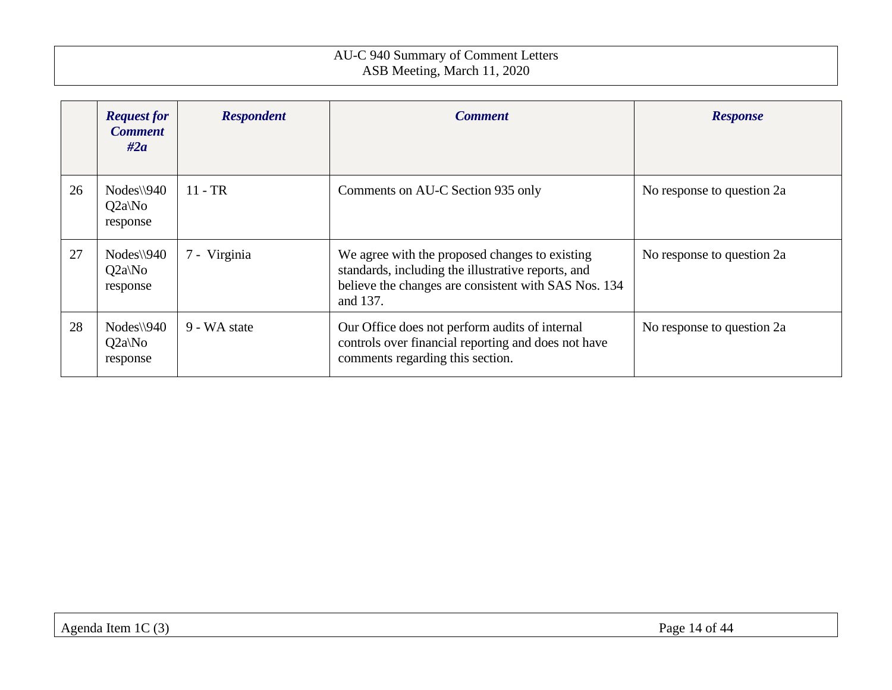| | *Request for Comment #2a* | *Respondent* | *Comment* | *Response* |
|---|---|---|---|---|
| 26 | Nodes\\940 Q2a\No response | 11 - TR | Comments on AU-C Section 935 only | No response to question 2a |
| 27 | Nodes\\940 Q2a\No response | 7 - Virginia | We agree with the proposed changes to existing standards, including the illustrative reports, and believe the changes are consistent with SAS Nos. 134 and 137. | No response to question 2a |
| 28 | Nodes\\940 Q2a\No response | 9 - WA state | Our Office does not perform audits of internal controls over financial reporting and does not have comments regarding this section. | No response to question 2a |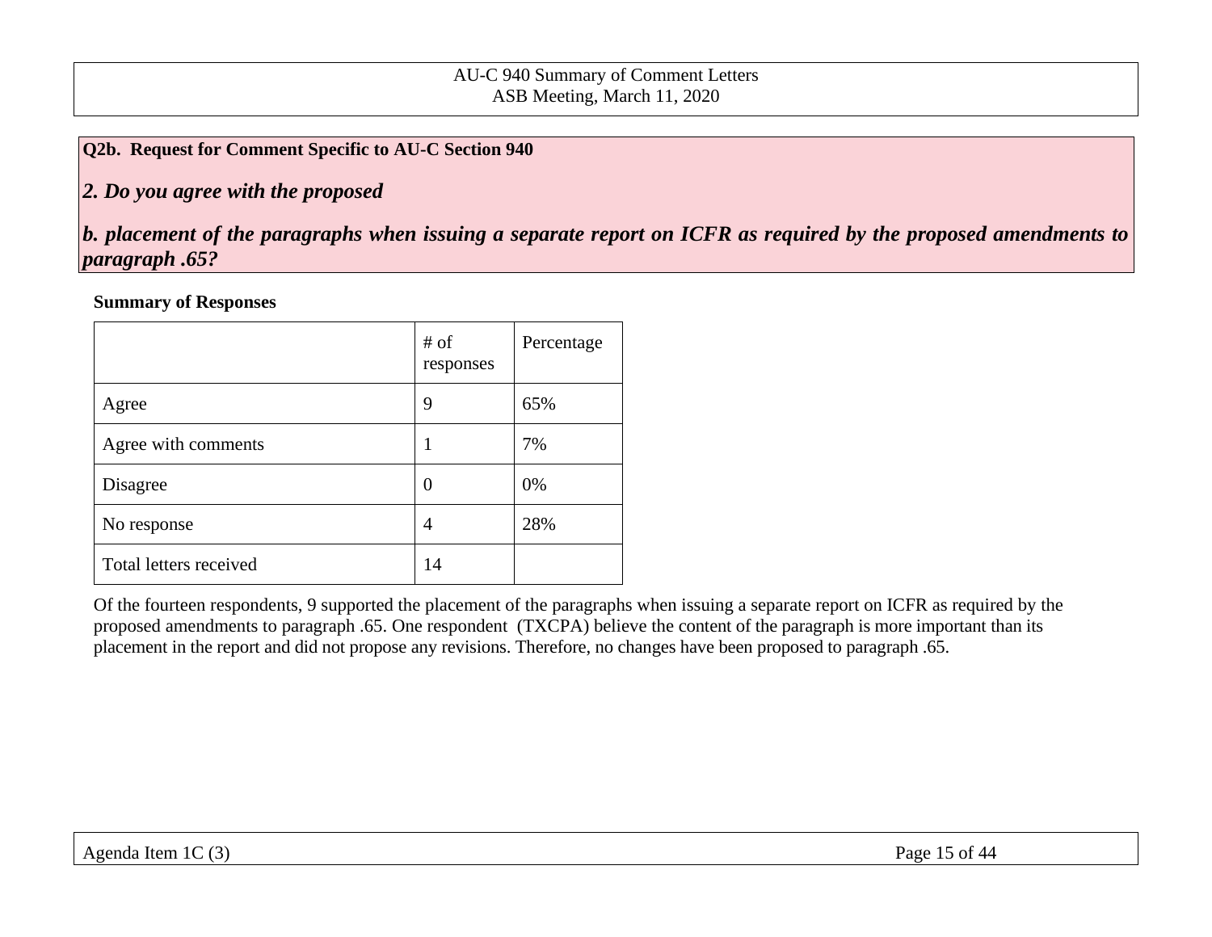**Q2b. Request for Comment Specific to AU-C Section 940**

***2. Do you agree with the proposed***

***b. placement of the paragraphs when issuing a separate report on ICFR as required by the proposed amendments to paragraph .65?***

**Summary of Responses**

| | # of responses | Percentage |
|---|---|---|
| Agree | 9 | 65% |
| Agree with comments | 1 | 7% |
| Disagree | 0 | 0% |
| No response | 4 | 28% |
| Total letters received | 14 | |

Of the fourteen respondents, 9 supported the placement of the paragraphs when issuing a separate report on ICFR as required by the proposed amendments to paragraph .65. One respondent (TXCPA) believe the content of the paragraph is more important than its placement in the report and did not propose any revisions. Therefore, no changes have been proposed to paragraph .65.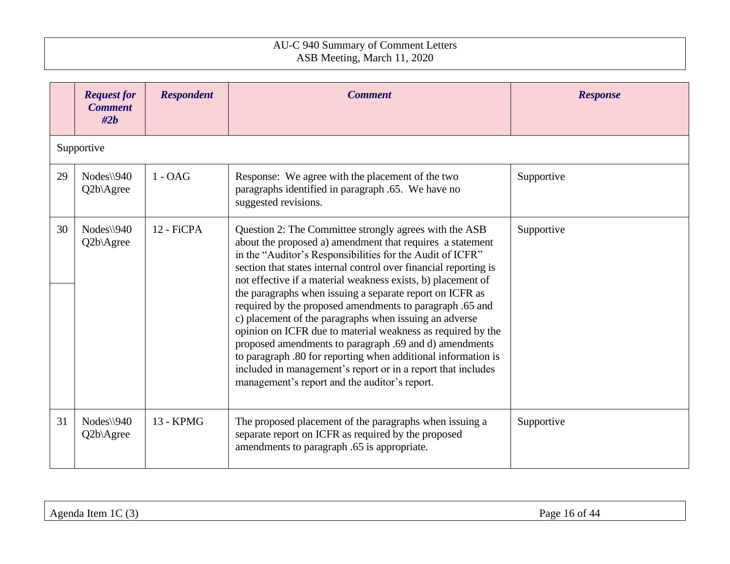| | *Request for Comment #2b* | *Respondent* | *Comment* | *Response* |
|---|---|---|---|---|
| Supportive | | | | |
| 29 | Nodes\\940 Q2b\Agree | 1 - OAG | Response: We agree with the placement of the two paragraphs identified in paragraph .65. We have no suggested revisions. | Supportive |
| 30 | Nodes\\940 Q2b\Agree | 12 - FiCPA | Question 2: The Committee strongly agrees with the ASB about the proposed a) amendment that requires a statement in the "Auditor's Responsibilities for the Audit of ICFR" section that states internal control over financial reporting is not effective if a material weakness exists, b) placement of the paragraphs when issuing a separate report on ICFR as required by the proposed amendments to paragraph .65 and c) placement of the paragraphs when issuing an adverse opinion on ICFR due to material weakness as required by the proposed amendments to paragraph .69 and d) amendments to paragraph .80 for reporting when additional information is included in management's report or in a report that includes management's report and the auditor's report. | Supportive |
| 31 | Nodes\\940 Q2b\Agree | 13 - KPMG | The proposed placement of the paragraphs when issuing a separate report on ICFR as required by the proposed amendments to paragraph .65 is appropriate. | Supportive |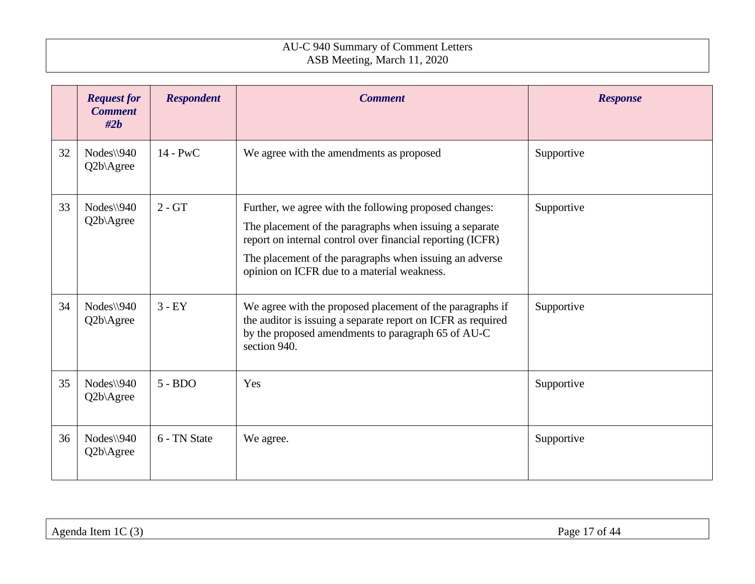| | *Request for Comment #2b* | *Respondent* | *Comment* | *Response* |
|---|---|---|---|---|
| 32 | Nodes\\940 Q2b\Agree | 14 - PwC | We agree with the amendments as proposed | Supportive |
| 33 | Nodes\\940 Q2b\Agree | 2 - GT | Further, we agree with the following proposed changes:<br>The placement of the paragraphs when issuing a separate report on internal control over financial reporting (ICFR)<br>The placement of the paragraphs when issuing an adverse opinion on ICFR due to a material weakness. | Supportive |
| 34 | Nodes\\940 Q2b\Agree | 3 - EY | We agree with the proposed placement of the paragraphs if the auditor is issuing a separate report on ICFR as required by the proposed amendments to paragraph 65 of AU-C section 940. | Supportive |
| 35 | Nodes\\940 Q2b\Agree | 5 - BDO | Yes | Supportive |
| 36 | Nodes\\940 Q2b\Agree | 6 - TN State | We agree. | Supportive |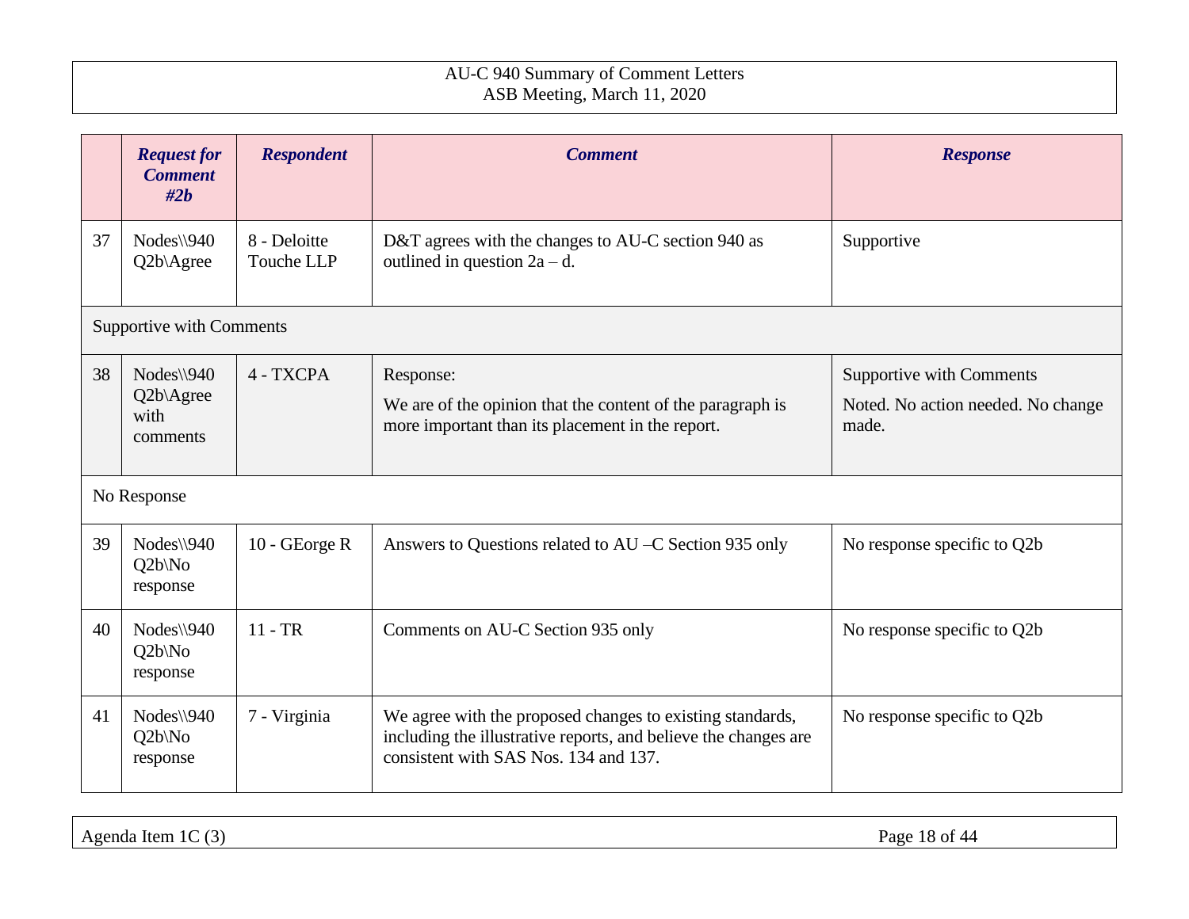| | *Request for Comment #2b* | *Respondent* | *Comment* | *Response* |
|---|---|---|---|---|
| 37 | Nodes\\940 Q2b\Agree | 8 - Deloitte Touche LLP | D&T agrees with the changes to AU-C section 940 as outlined in question 2a – d. | Supportive |
| Supportive with Comments | | | | |
| 38 | Nodes\\940 Q2b\Agree with comments | 4 - TXCPA | Response:<br>We are of the opinion that the content of the paragraph is more important than its placement in the report. | Supportive with Comments<br>Noted. No action needed. No change made. |
| No Response | | | | |
| 39 | Nodes\\940 Q2b\No response | 10 - GEorge R | Answers to Questions related to AU –C Section 935 only | No response specific to Q2b |
| 40 | Nodes\\940 Q2b\No response | 11 - TR | Comments on AU-C Section 935 only | No response specific to Q2b |
| 41 | Nodes\\940 Q2b\No response | 7 - Virginia | We agree with the proposed changes to existing standards, including the illustrative reports, and believe the changes are consistent with SAS Nos. 134 and 137. | No response specific to Q2b |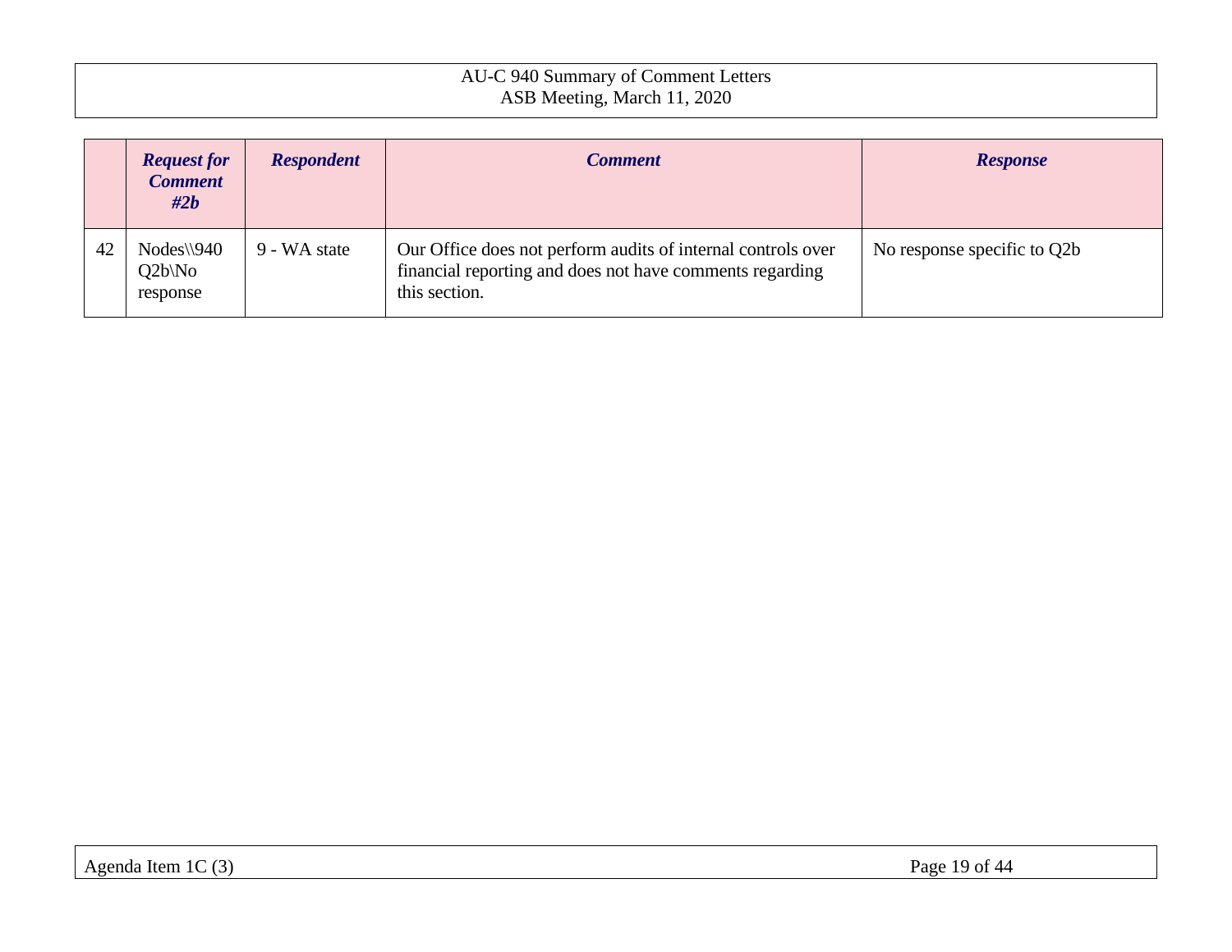| | *Request for Comment #2b* | *Respondent* | *Comment* | *Response* |
|---|---|---|---|---|
| 42 | Nodes\\940 Q2b\No response | 9 - WA state | Our Office does not perform audits of internal controls over financial reporting and does not have comments regarding this section. | No response specific to Q2b |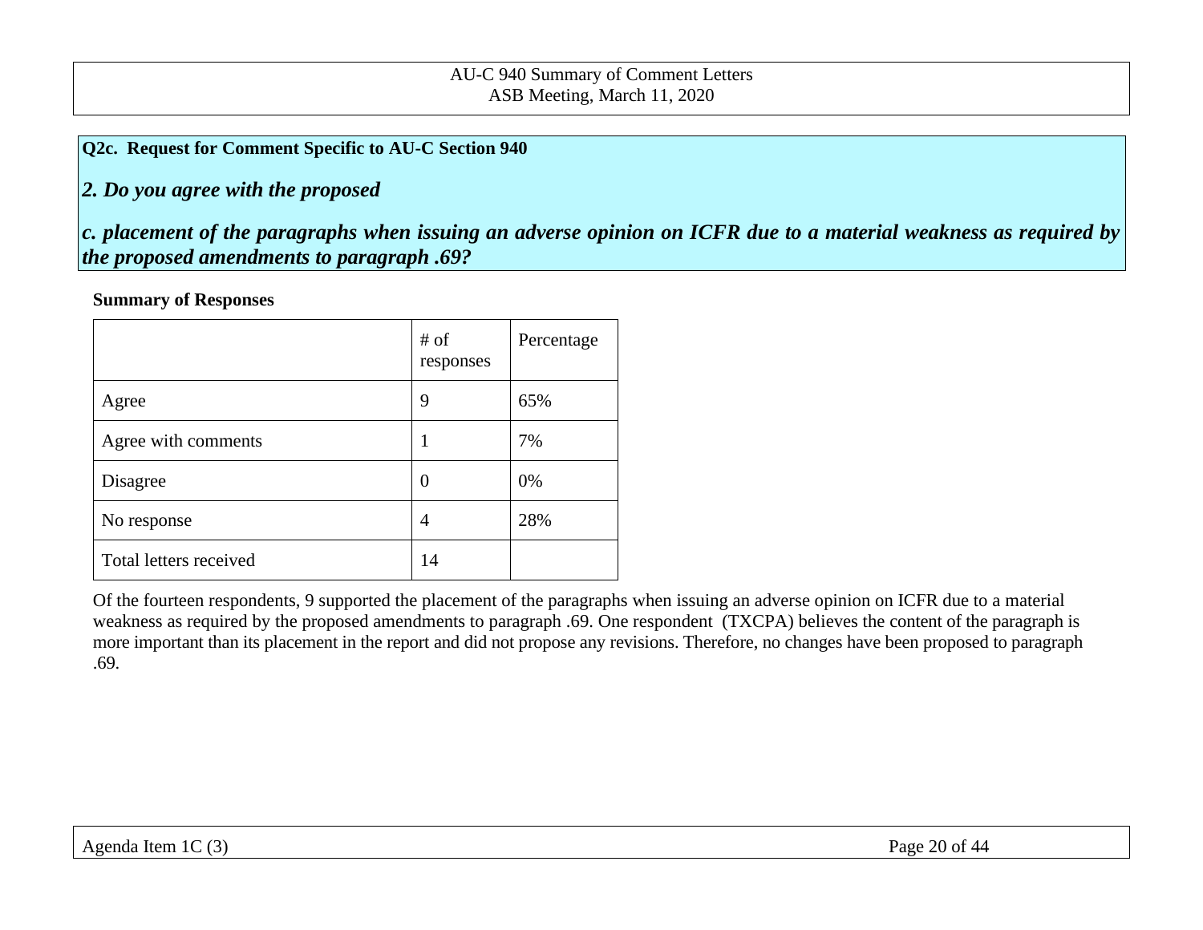**Q2c. Request for Comment Specific to AU-C Section 940**

***2. Do you agree with the proposed***

***c. placement of the paragraphs when issuing an adverse opinion on ICFR due to a material weakness as required by the proposed amendments to paragraph .69?***

**Summary of Responses**

| | # of responses | Percentage |
|---|---|---|
| Agree | 9 | 65% |
| Agree with comments | 1 | 7% |
| Disagree | 0 | 0% |
| No response | 4 | 28% |
| Total letters received | 14 | |

Of the fourteen respondents, 9 supported the placement of the paragraphs when issuing an adverse opinion on ICFR due to a material weakness as required by the proposed amendments to paragraph .69. One respondent (TXCPA) believes the content of the paragraph is more important than its placement in the report and did not propose any revisions. Therefore, no changes have been proposed to paragraph .69.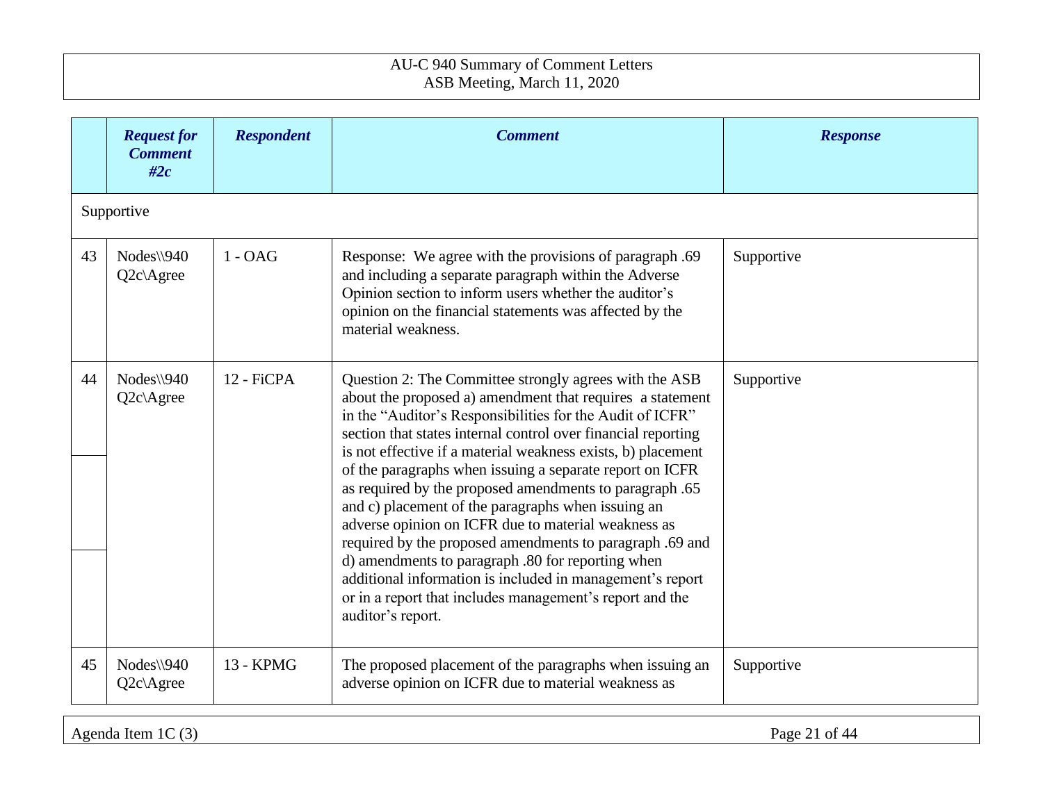| | *Request for Comment #2c* | *Respondent* | *Comment* | *Response* |
|---|---|---|---|---|
| Supportive | | | | |
| 43 | Nodes\\940 Q2c\Agree | 1 - OAG | Response: We agree with the provisions of paragraph .69 and including a separate paragraph within the Adverse Opinion section to inform users whether the auditor's opinion on the financial statements was affected by the material weakness. | Supportive |
| 44 | Nodes\\940 Q2c\Agree | 12 - FiCPA | Question 2: The Committee strongly agrees with the ASB about the proposed a) amendment that requires a statement in the "Auditor's Responsibilities for the Audit of ICFR" section that states internal control over financial reporting is not effective if a material weakness exists, b) placement of the paragraphs when issuing a separate report on ICFR as required by the proposed amendments to paragraph .65 and c) placement of the paragraphs when issuing an adverse opinion on ICFR due to material weakness as required by the proposed amendments to paragraph .69 and d) amendments to paragraph .80 for reporting when additional information is included in management's report or in a report that includes management's report and the auditor's report. | Supportive |
| 45 | Nodes\\940 Q2c\Agree | 13 - KPMG | The proposed placement of the paragraphs when issuing an adverse opinion on ICFR due to material weakness as | Supportive |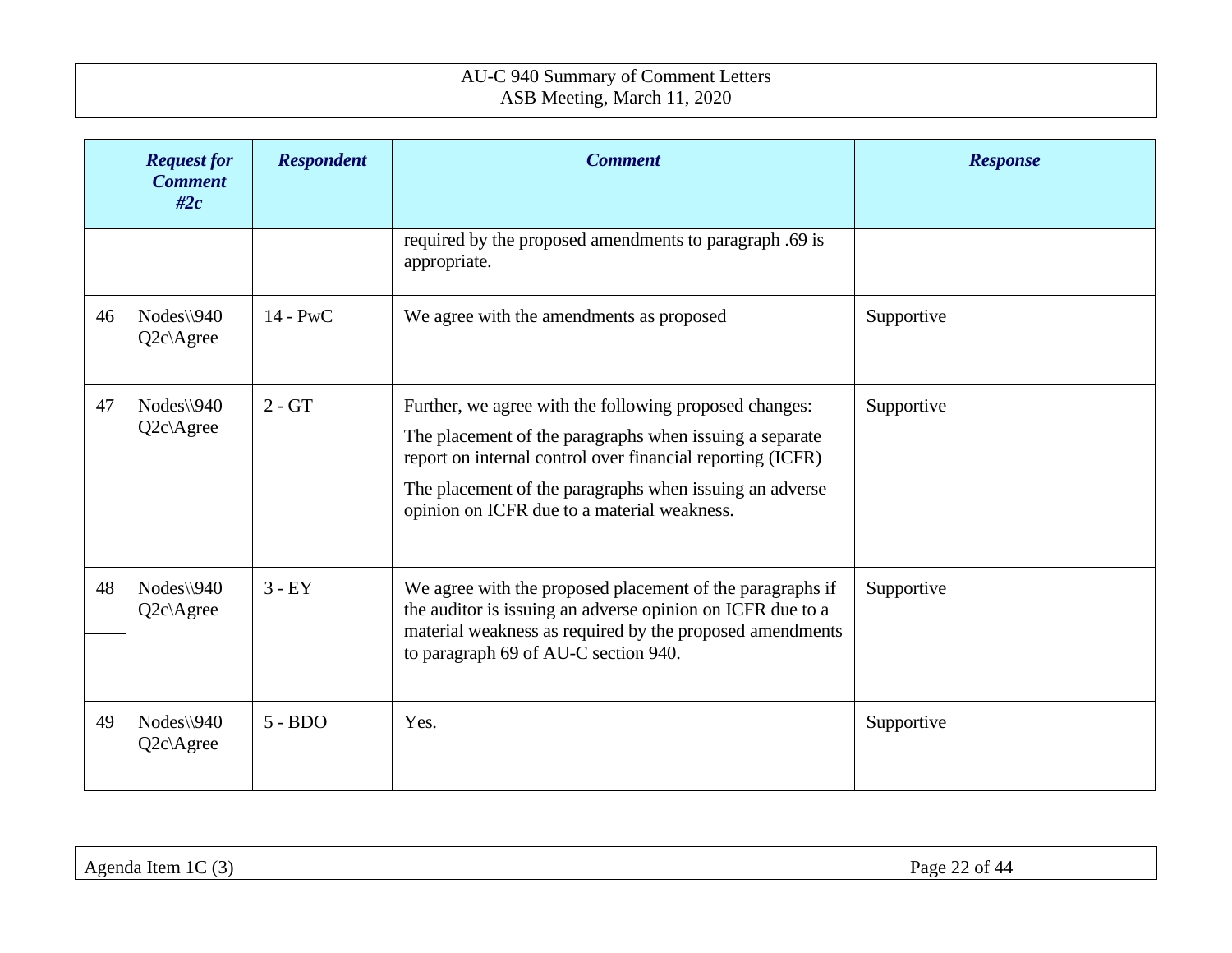| | *Request for Comment #2c* | *Respondent* | *Comment* | *Response* |
|---|---|---|---|---|
| | | | required by the proposed amendments to paragraph .69 is appropriate. | |
| 46 | Nodes\\940 Q2c\Agree | 14 - PwC | We agree with the amendments as proposed | Supportive |
| 47 | Nodes\\940 Q2c\Agree | 2 - GT | Further, we agree with the following proposed changes:<br>The placement of the paragraphs when issuing a separate report on internal control over financial reporting (ICFR)<br>The placement of the paragraphs when issuing an adverse opinion on ICFR due to a material weakness. | Supportive |
| 48 | Nodes\\940 Q2c\Agree | 3 - EY | We agree with the proposed placement of the paragraphs if the auditor is issuing an adverse opinion on ICFR due to a material weakness as required by the proposed amendments to paragraph 69 of AU-C section 940. | Supportive |
| 49 | Nodes\\940 Q2c\Agree | 5 - BDO | Yes. | Supportive |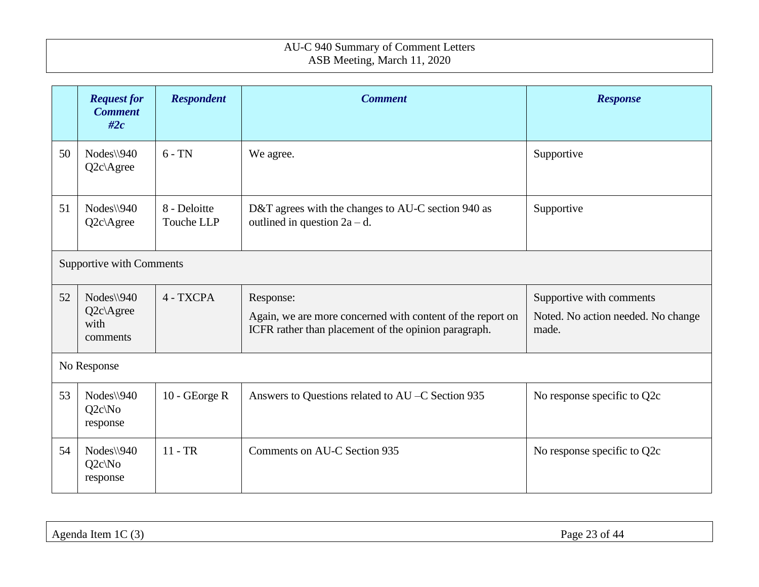| | *Request for Comment #2c* | *Respondent* | *Comment* | *Response* |
|---|---|---|---|---|
| 50 | Nodes\\940 Q2c\Agree | 6 - TN | We agree. | Supportive |
| 51 | Nodes\\940 Q2c\Agree | 8 - Deloitte Touche LLP | D&T agrees with the changes to AU-C section 940 as outlined in question 2a – d. | Supportive |
| Supportive with Comments | | | | |
| 52 | Nodes\\940 Q2c\Agree with comments | 4 - TXCPA | Response:<br>Again, we are more concerned with content of the report on ICFR rather than placement of the opinion paragraph. | Supportive with comments<br>Noted. No action needed. No change made. |
| No Response | | | | |
| 53 | Nodes\\940 Q2c\No response | 10 - GEorge R | Answers to Questions related to AU –C Section 935 | No response specific to Q2c |
| 54 | Nodes\\940 Q2c\No response | 11 - TR | Comments on AU-C Section 935 | No response specific to Q2c |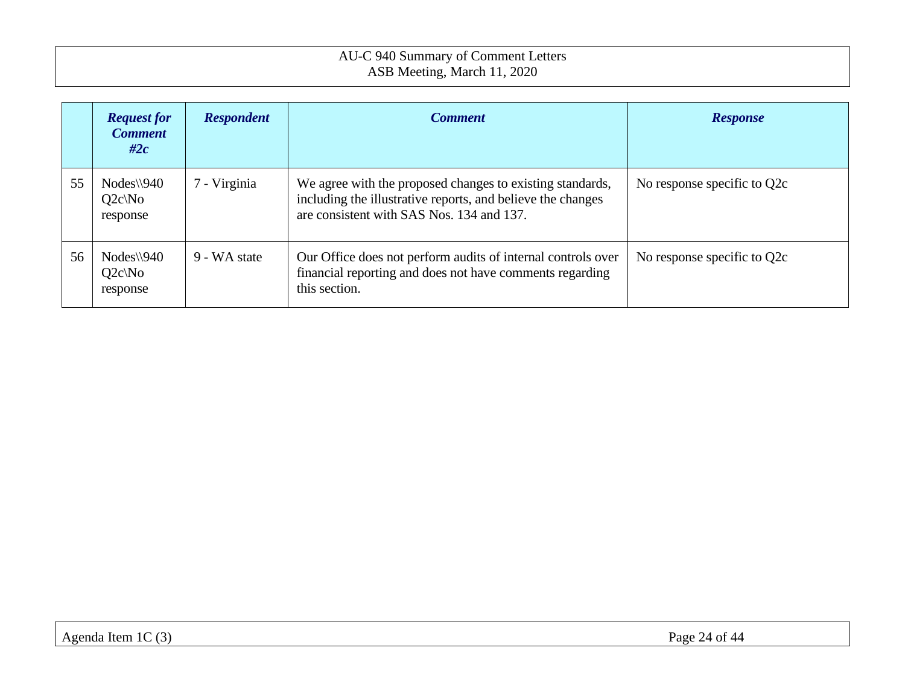| | *Request for Comment #2c* | *Respondent* | *Comment* | *Response* |
|---|---|---|---|---|
| 55 | Nodes\\940 Q2c\No response | 7 - Virginia | We agree with the proposed changes to existing standards, including the illustrative reports, and believe the changes are consistent with SAS Nos. 134 and 137. | No response specific to Q2c |
| 56 | Nodes\\940 Q2c\No response | 9 - WA state | Our Office does not perform audits of internal controls over financial reporting and does not have comments regarding this section. | No response specific to Q2c |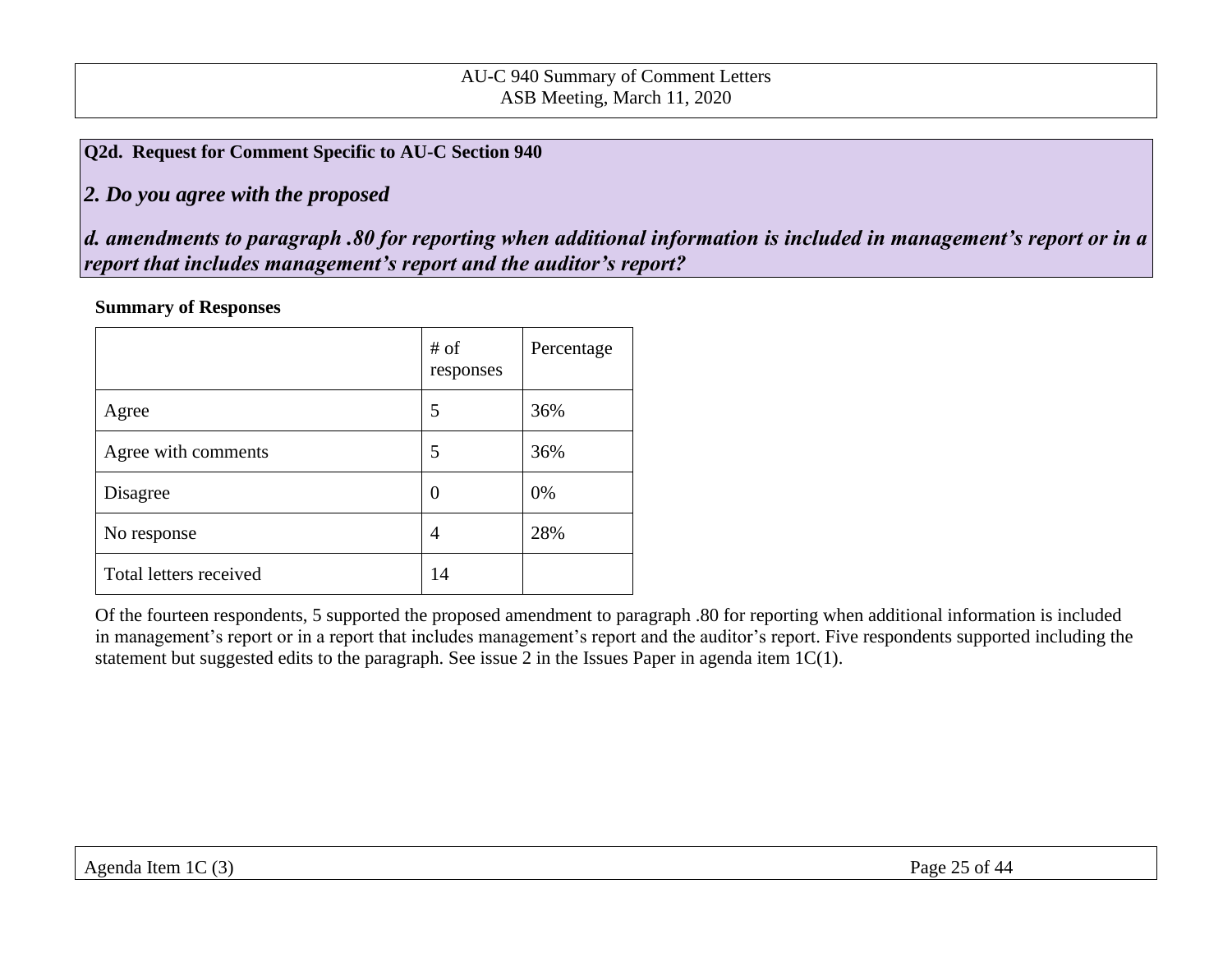**Q2d. Request for Comment Specific to AU-C Section 940**

***2. Do you agree with the proposed***

***d. amendments to paragraph .80 for reporting when additional information is included in management's report or in a report that includes management's report and the auditor's report?***

**Summary of Responses**

| | # of responses | Percentage |
|---|---|---|
| Agree | 5 | 36% |
| Agree with comments | 5 | 36% |
| Disagree | 0 | 0% |
| No response | 4 | 28% |
| Total letters received | 14 | |

Of the fourteen respondents, 5 supported the proposed amendment to paragraph .80 for reporting when additional information is included in management's report or in a report that includes management's report and the auditor's report. Five respondents supported including the statement but suggested edits to the paragraph. See issue 2 in the Issues Paper in agenda item 1C(1).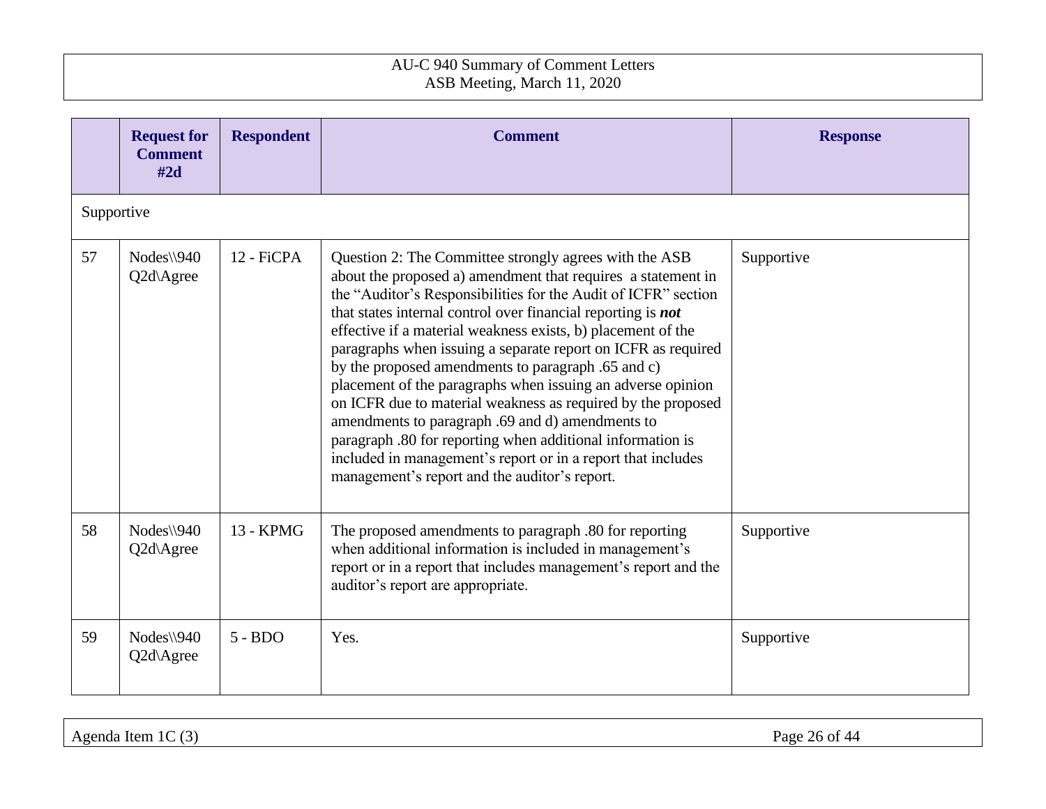| | Request for Comment #2d | Respondent | Comment | Response |
|---|---|---|---|---|
| Supportive | | | | |
| 57 | Nodes\\940 Q2d\Agree | 12 - FiCPA | Question 2: The Committee strongly agrees with the ASB about the proposed a) amendment that requires a statement in the "Auditor's Responsibilities for the Audit of ICFR" section that states internal control over financial reporting is ***not*** effective if a material weakness exists, b) placement of the paragraphs when issuing a separate report on ICFR as required by the proposed amendments to paragraph .65 and c) placement of the paragraphs when issuing an adverse opinion on ICFR due to material weakness as required by the proposed amendments to paragraph .69 and d) amendments to paragraph .80 for reporting when additional information is included in management's report or in a report that includes management's report and the auditor's report. | Supportive |
| 58 | Nodes\\940 Q2d\Agree | 13 - KPMG | The proposed amendments to paragraph .80 for reporting when additional information is included in management's report or in a report that includes management's report and the auditor's report are appropriate. | Supportive |
| 59 | Nodes\\940 Q2d\Agree | 5 - BDO | Yes. | Supportive |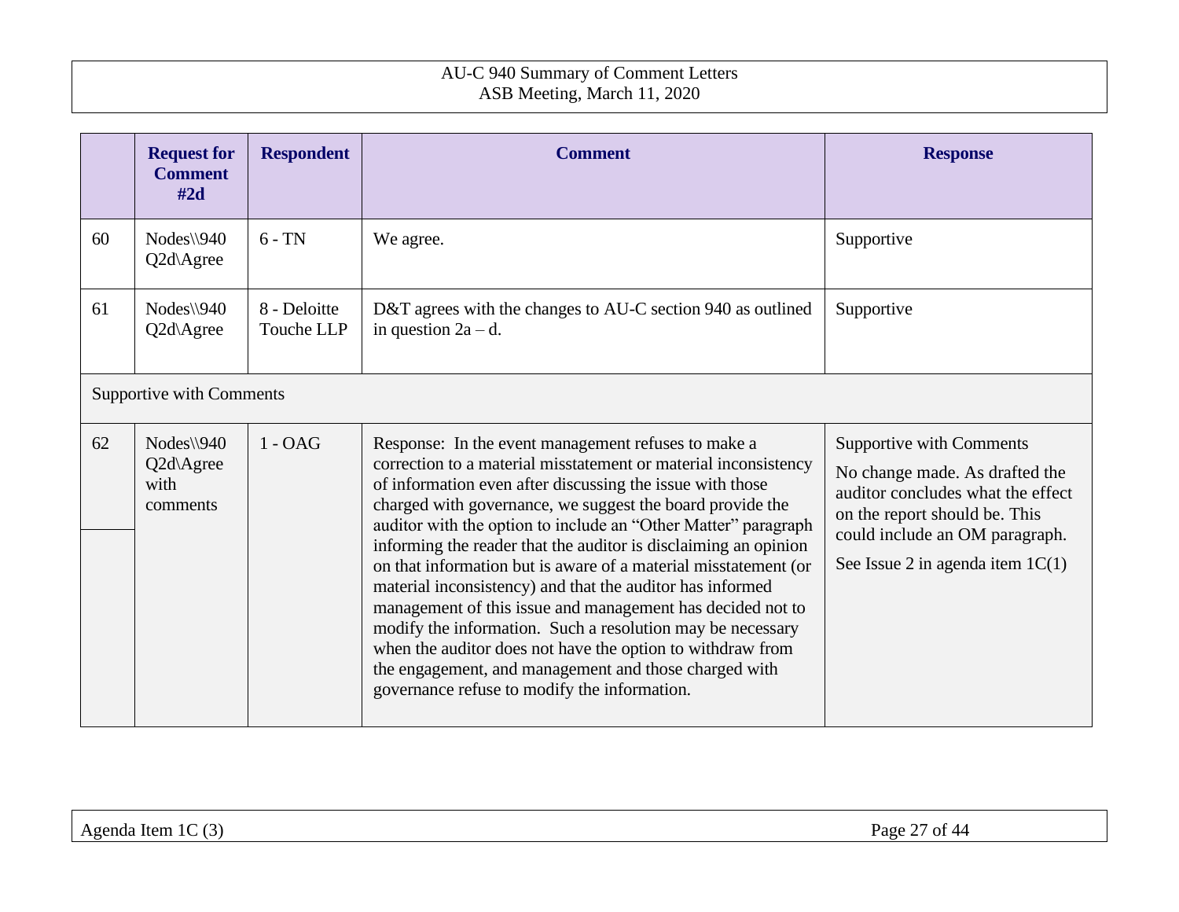| | Request for Comment #2d | Respondent | Comment | Response |
|---|---|---|---|---|
| 60 | Nodes\\940 Q2d\Agree | 6 - TN | We agree. | Supportive |
| 61 | Nodes\\940 Q2d\Agree | 8 - Deloitte Touche LLP | D&T agrees with the changes to AU-C section 940 as outlined in question 2a – d. | Supportive |
| Supportive with Comments | | | | |
| 62 | Nodes\\940 Q2d\Agree with comments | 1 - OAG | Response: In the event management refuses to make a correction to a material misstatement or material inconsistency of information even after discussing the issue with those charged with governance, we suggest the board provide the auditor with the option to include an "Other Matter" paragraph informing the reader that the auditor is disclaiming an opinion on that information but is aware of a material misstatement (or material inconsistency) and that the auditor has informed management of this issue and management has decided not to modify the information. Such a resolution may be necessary when the auditor does not have the option to withdraw from the engagement, and management and those charged with governance refuse to modify the information. | Supportive with Comments<br><br>No change made. As drafted the auditor concludes what the effect on the report should be. This could include an OM paragraph.<br><br>See Issue 2 in agenda item 1C(1) |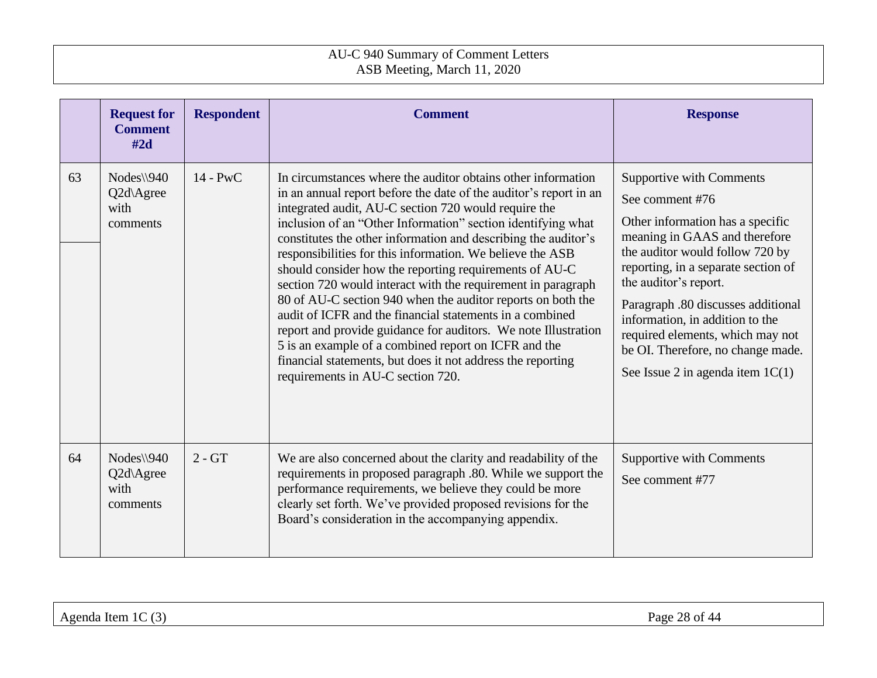| | Request for Comment #2d | Respondent | Comment | Response |
|---|---|---|---|---|
| 63 | Nodes\\940 Q2d\Agree with comments | 14 - PwC | In circumstances where the auditor obtains other information in an annual report before the date of the auditor's report in an integrated audit, AU-C section 720 would require the inclusion of an "Other Information" section identifying what constitutes the other information and describing the auditor's responsibilities for this information. We believe the ASB should consider how the reporting requirements of AU-C section 720 would interact with the requirement in paragraph 80 of AU-C section 940 when the auditor reports on both the audit of ICFR and the financial statements in a combined report and provide guidance for auditors. We note Illustration 5 is an example of a combined report on ICFR and the financial statements, but does it not address the reporting requirements in AU-C section 720. | Supportive with Comments<br><br>See comment #76<br><br>Other information has a specific meaning in GAAS and therefore the auditor would follow 720 by reporting, in a separate section of the auditor's report.<br><br>Paragraph .80 discusses additional information, in addition to the required elements, which may not be OI. Therefore, no change made.<br><br>See Issue 2 in agenda item 1C(1) |
| 64 | Nodes\\940 Q2d\Agree with comments | 2 - GT | We are also concerned about the clarity and readability of the requirements in proposed paragraph .80. While we support the performance requirements, we believe they could be more clearly set forth. We've provided proposed revisions for the Board's consideration in the accompanying appendix. | Supportive with Comments<br><br>See comment #77 |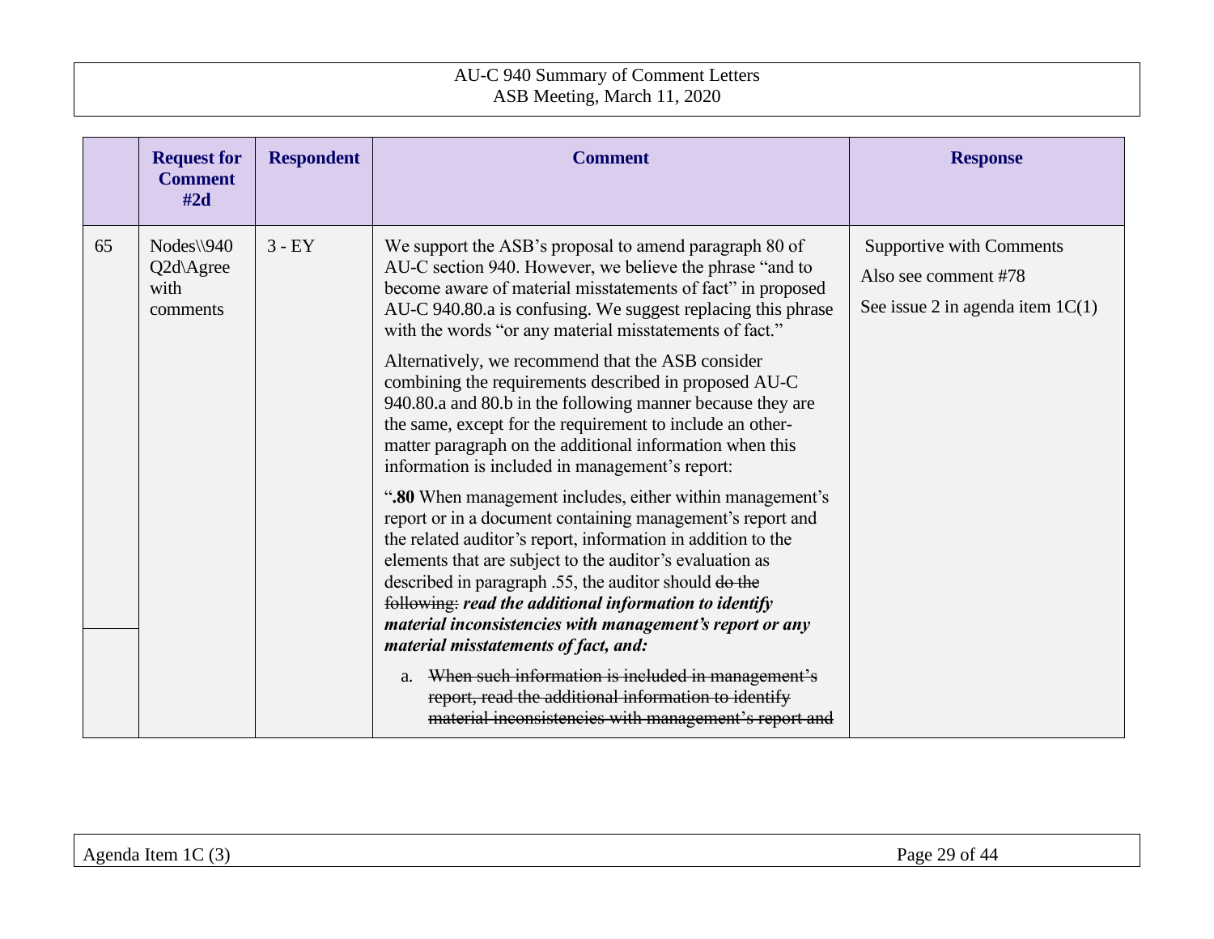| | Request for Comment #2d | Respondent | Comment | Response |
|---|---|---|---|---|
| 65 | Nodes\\940 Q2d\Agree with comments | 3 - EY | We support the ASB's proposal to amend paragraph 80 of AU-C section 940. However, we believe the phrase "and to become aware of material misstatements of fact" in proposed AU-C 940.80.a is confusing. We suggest replacing this phrase with the words "or any material misstatements of fact." <br><br> Alternatively, we recommend that the ASB consider combining the requirements described in proposed AU-C 940.80.a and 80.b in the following manner because they are the same, except for the requirement to include an other-matter paragraph on the additional information when this information is included in management's report: <br><br> "**.80** When management includes, either within management's report or in a document containing management's report and the related auditor's report, information in addition to the elements that are subject to the auditor's evaluation as described in paragraph .55, the auditor should ~~do the following:~~ ***read the additional information to identify material inconsistencies with management's report or any material misstatements of fact, and:*** <br><br> a. ~~When such information is included in management's report, read the additional information to identify material inconsistencies with management's report and~~ | Supportive with Comments <br><br> Also see comment #78 <br><br> See issue 2 in agenda item 1C(1) |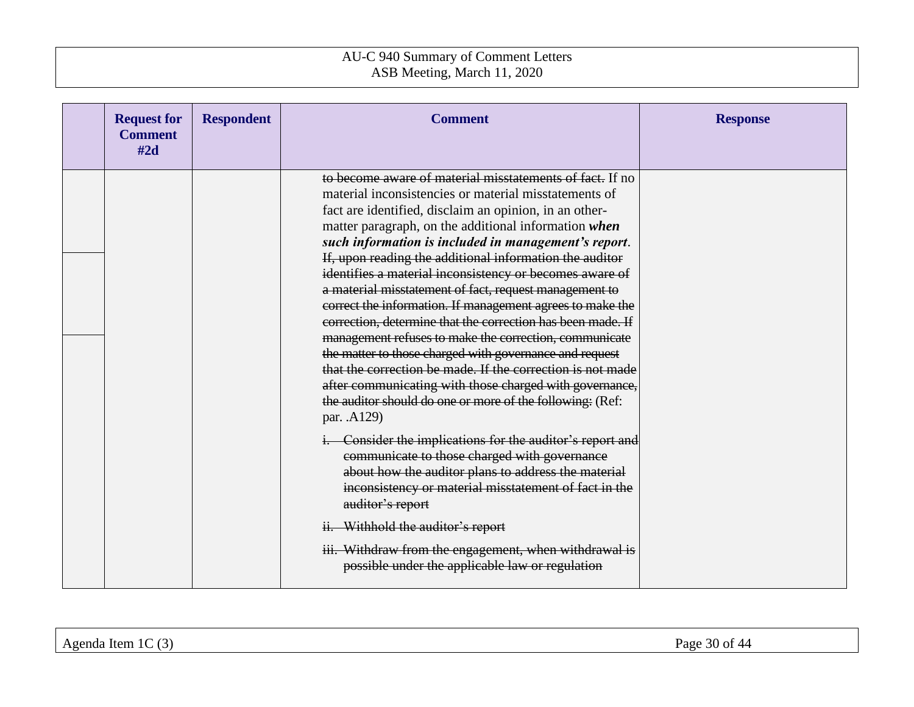| | Request for Comment #2d | Respondent | Comment | Response |
|---|---|---|---|---|
| | | | ~~to become aware of material misstatements of fact.~~ If no material inconsistencies or material misstatements of fact are identified, disclaim an opinion, in an other-matter paragraph, on the additional information ***when such information is included in management's report***. ~~If, upon reading the additional information the auditor identifies a material inconsistency or becomes aware of a material misstatement of fact, request management to correct the information. If management agrees to make the correction, determine that the correction has been made. If management refuses to make the correction, communicate the matter to those charged with governance and request that the correction be made. If the correction is not made after communicating with those charged with governance, the auditor should do one or more of the following:~~ (Ref: par. .A129)<br><br>~~i. Consider the implications for the auditor's report and communicate to those charged with governance about how the auditor plans to address the material inconsistency or material misstatement of fact in the auditor's report~~<br><br>~~ii. Withhold the auditor's report~~<br><br>~~iii. Withdraw from the engagement, when withdrawal is possible under the applicable law or regulation~~ | |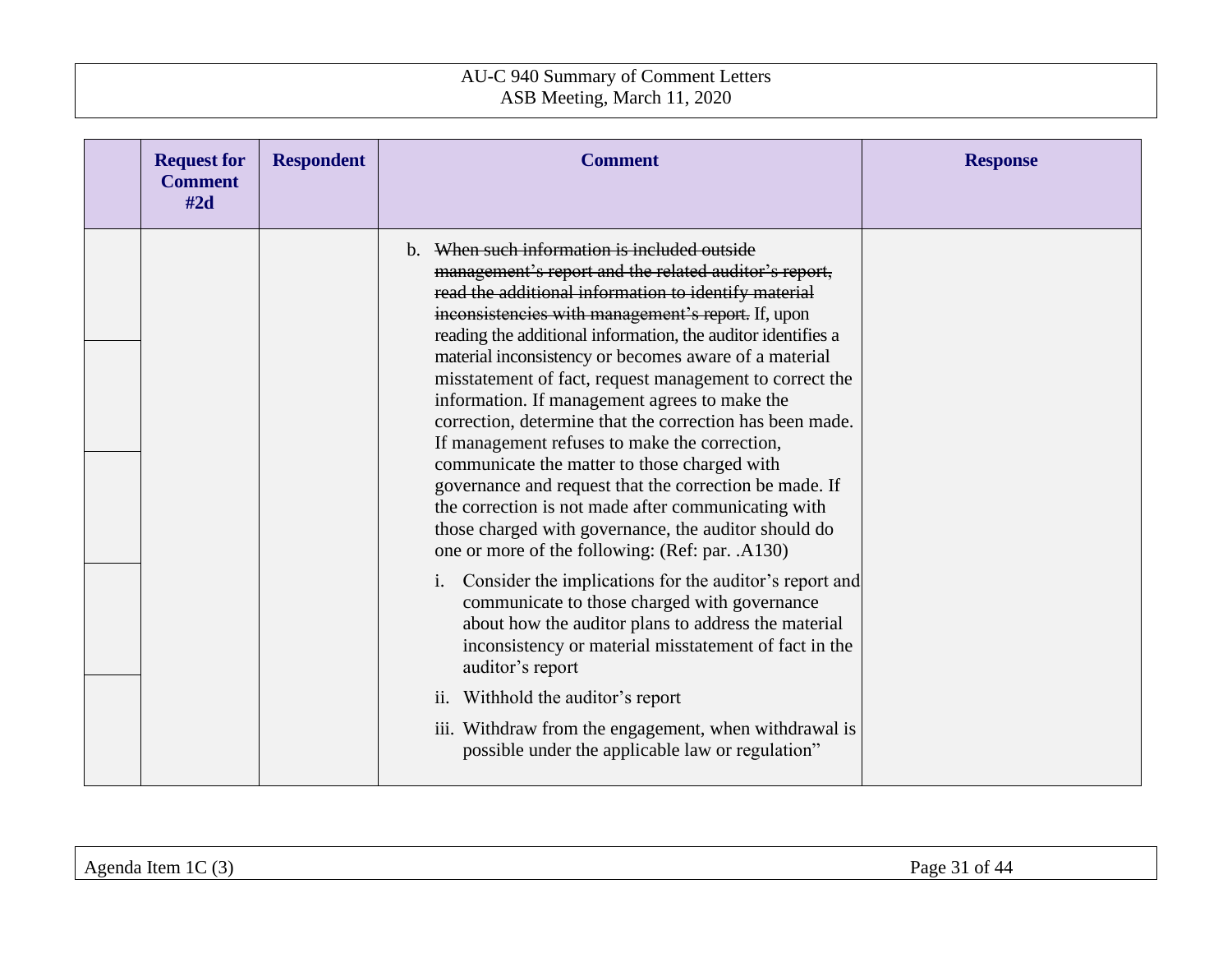| | Request for Comment #2d | Respondent | Comment | Response |
|---|---|---|---|---|
| | | | b. ~~When such information is included outside management's report and the related auditor's report, read the additional information to identify material inconsistencies with management's report.~~ If, upon reading the additional information, the auditor identifies a material inconsistency or becomes aware of a material misstatement of fact, request management to correct the information. If management agrees to make the correction, determine that the correction has been made. If management refuses to make the correction, communicate the matter to those charged with governance and request that the correction be made. If the correction is not made after communicating with those charged with governance, the auditor should do one or more of the following: (Ref: par. .A130)<br><br>i. Consider the implications for the auditor's report and communicate to those charged with governance about how the auditor plans to address the material inconsistency or material misstatement of fact in the auditor's report<br><br>ii. Withhold the auditor's report<br><br>iii. Withdraw from the engagement, when withdrawal is possible under the applicable law or regulation" | |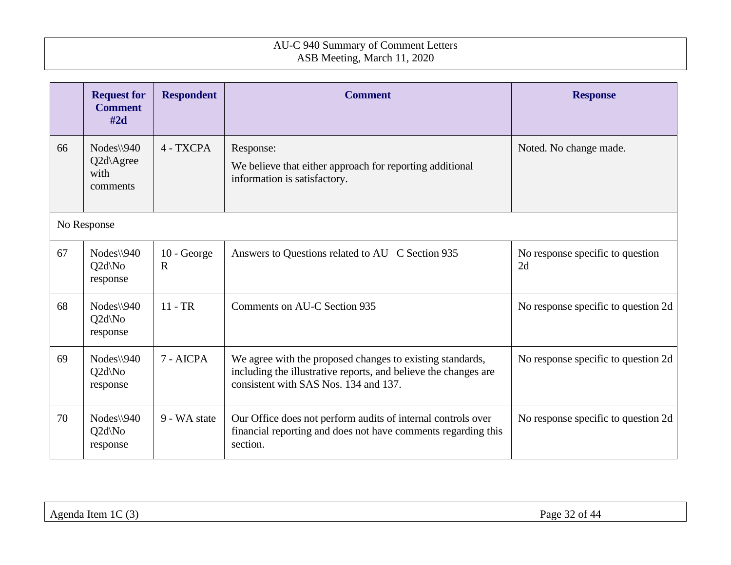| | Request for Comment #2d | Respondent | Comment | Response |
|---|---|---|---|---|
| 66 | Nodes\\940 Q2d\Agree with comments | 4 - TXCPA | Response:<br>We believe that either approach for reporting additional information is satisfactory. | Noted. No change made. |
| No Response | | | | |
| 67 | Nodes\\940 Q2d\No response | 10 - George R | Answers to Questions related to AU –C Section 935 | No response specific to question 2d |
| 68 | Nodes\\940 Q2d\No response | 11 - TR | Comments on AU-C Section 935 | No response specific to question 2d |
| 69 | Nodes\\940 Q2d\No response | 7 - AICPA | We agree with the proposed changes to existing standards, including the illustrative reports, and believe the changes are consistent with SAS Nos. 134 and 137. | No response specific to question 2d |
| 70 | Nodes\\940 Q2d\No response | 9 - WA state | Our Office does not perform audits of internal controls over financial reporting and does not have comments regarding this section. | No response specific to question 2d |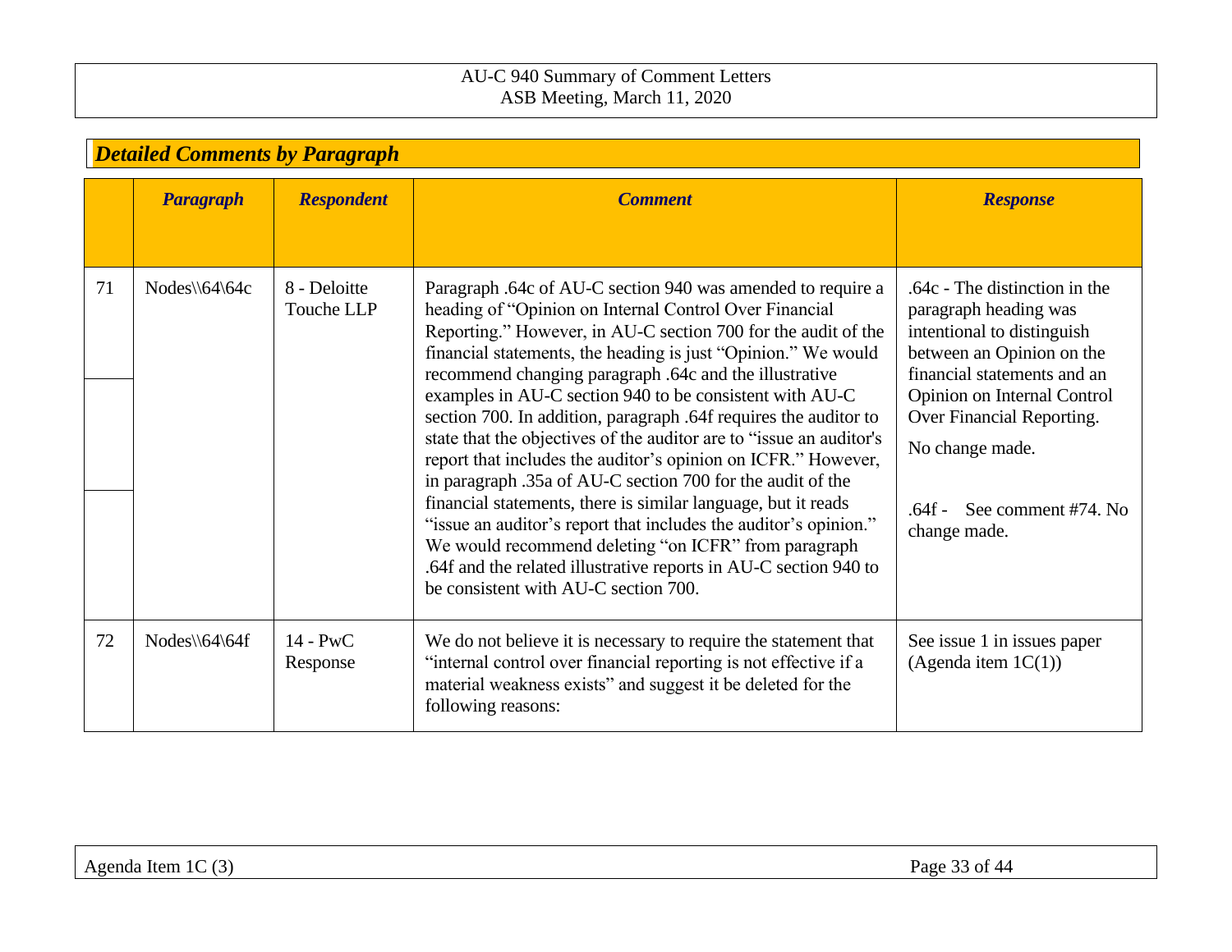## *Detailed Comments by Paragraph*

| | *Paragraph* | *Respondent* | *Comment* | *Response* |
|---|---|---|---|---|
| 71 | Nodes\\64\64c | 8 - Deloitte Touche LLP | Paragraph .64c of AU-C section 940 was amended to require a heading of "Opinion on Internal Control Over Financial Reporting." However, in AU-C section 700 for the audit of the financial statements, the heading is just "Opinion." We would recommend changing paragraph .64c and the illustrative examples in AU-C section 940 to be consistent with AU-C section 700. In addition, paragraph .64f requires the auditor to state that the objectives of the auditor are to "issue an auditor's report that includes the auditor's opinion on ICFR." However, in paragraph .35a of AU-C section 700 for the audit of the financial statements, there is similar language, but it reads "issue an auditor's report that includes the auditor's opinion." We would recommend deleting "on ICFR" from paragraph .64f and the related illustrative reports in AU-C section 940 to be consistent with AU-C section 700. | .64c - The distinction in the paragraph heading was intentional to distinguish between an Opinion on the financial statements and an Opinion on Internal Control Over Financial Reporting.<br><br>No change made.<br><br>.64f - See comment #74. No change made. |
| 72 | Nodes\\64\64f | 14 - PwC Response | We do not believe it is necessary to require the statement that "internal control over financial reporting is not effective if a material weakness exists" and suggest it be deleted for the following reasons: | See issue 1 in issues paper (Agenda item 1C(1)) |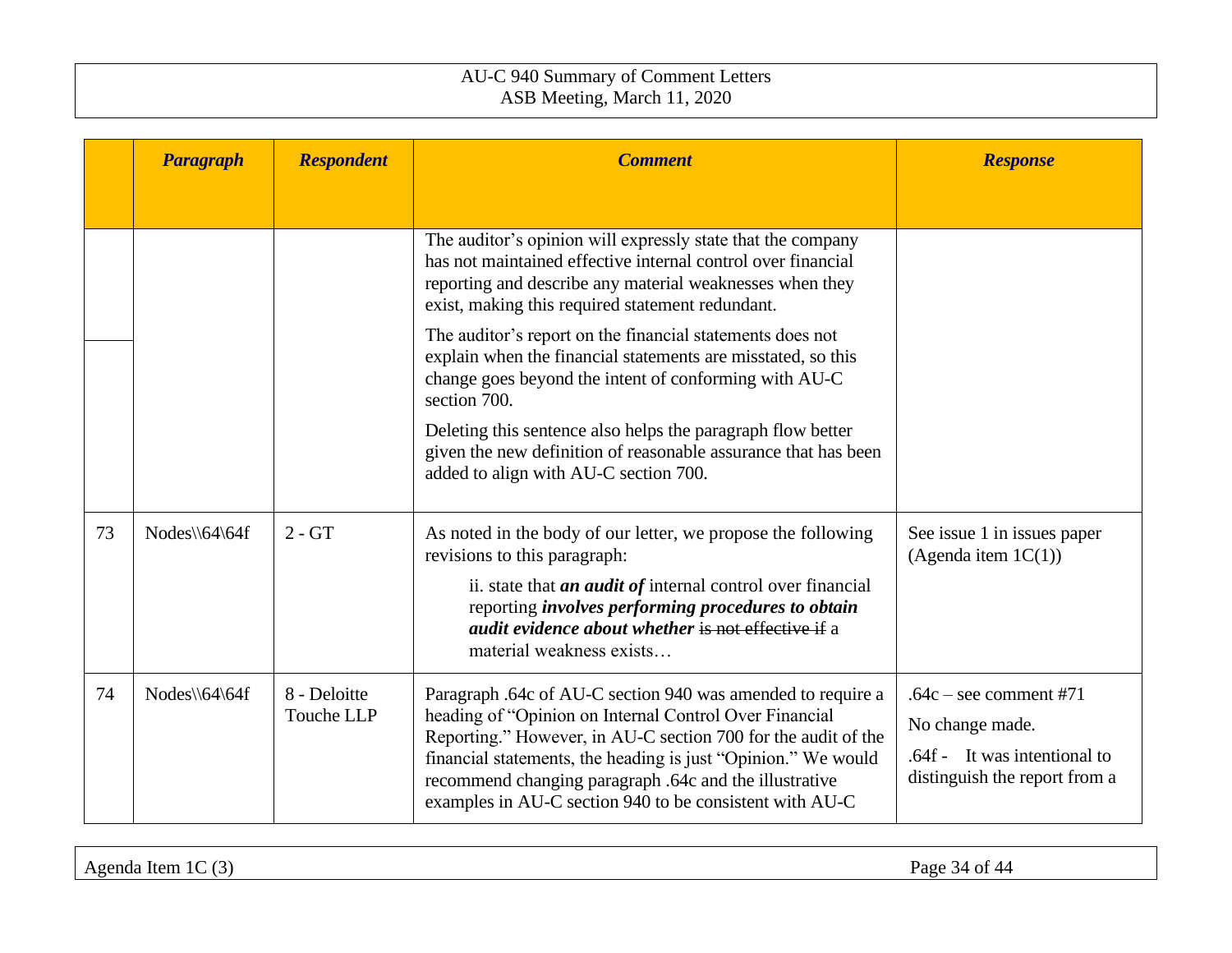| | Paragraph | Respondent | Comment | Response |
|---|---|---|---|---|
| | | | The auditor's opinion will expressly state that the company has not maintained effective internal control over financial reporting and describe any material weaknesses when they exist, making this required statement redundant.<br><br>The auditor's report on the financial statements does not explain when the financial statements are misstated, so this change goes beyond the intent of conforming with AU-C section 700.<br><br>Deleting this sentence also helps the paragraph flow better given the new definition of reasonable assurance that has been added to align with AU-C section 700. | |
| 73 | Nodes\\64\64f | 2 - GT | As noted in the body of our letter, we propose the following revisions to this paragraph:<br><br>ii. state that ***an audit of*** internal control over financial reporting ***involves performing procedures to obtain audit evidence about whether*** ~~is not effective if~~ a material weakness exists… | See issue 1 in issues paper (Agenda item 1C(1)) |
| 74 | Nodes\\64\64f | 8 - Deloitte Touche LLP | Paragraph .64c of AU-C section 940 was amended to require a heading of "Opinion on Internal Control Over Financial Reporting." However, in AU-C section 700 for the audit of the financial statements, the heading is just "Opinion." We would recommend changing paragraph .64c and the illustrative examples in AU-C section 940 to be consistent with AU-C | .64c – see comment #71<br><br>No change made.<br><br>.64f - It was intentional to distinguish the report from a |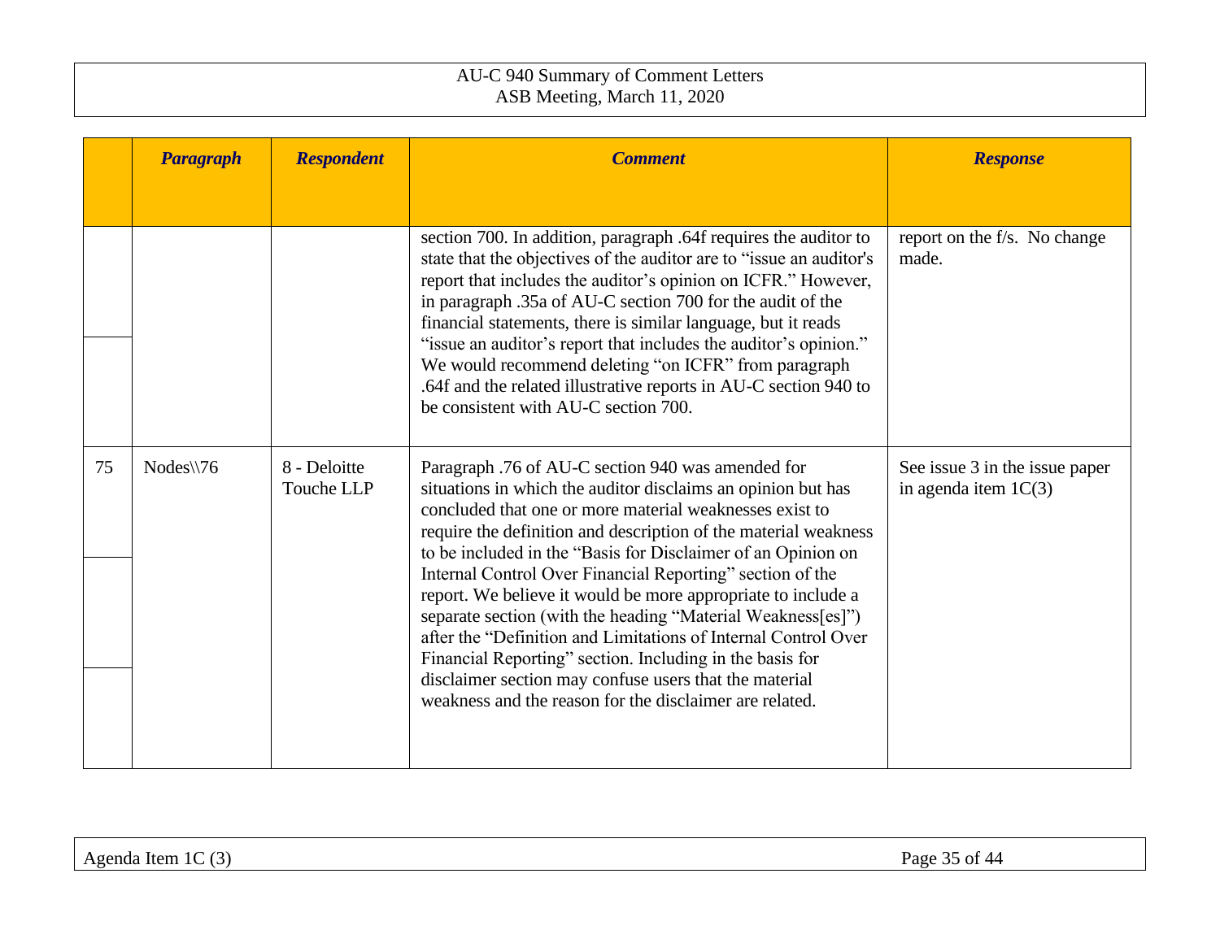| | *Paragraph* | *Respondent* | *Comment* | *Response* |
|---|---|---|---|---|
| | | | section 700. In addition, paragraph .64f requires the auditor to state that the objectives of the auditor are to "issue an auditor's report that includes the auditor's opinion on ICFR." However, in paragraph .35a of AU-C section 700 for the audit of the financial statements, there is similar language, but it reads "issue an auditor's report that includes the auditor's opinion." We would recommend deleting "on ICFR" from paragraph .64f and the related illustrative reports in AU-C section 940 to be consistent with AU-C section 700. | report on the f/s. No change made. |
| 75 | Nodes\\76 | 8 - Deloitte Touche LLP | Paragraph .76 of AU-C section 940 was amended for situations in which the auditor disclaims an opinion but has concluded that one or more material weaknesses exist to require the definition and description of the material weakness to be included in the "Basis for Disclaimer of an Opinion on Internal Control Over Financial Reporting" section of the report. We believe it would be more appropriate to include a separate section (with the heading "Material Weakness[es]") after the "Definition and Limitations of Internal Control Over Financial Reporting" section. Including in the basis for disclaimer section may confuse users that the material weakness and the reason for the disclaimer are related. | See issue 3 in the issue paper in agenda item 1C(3) |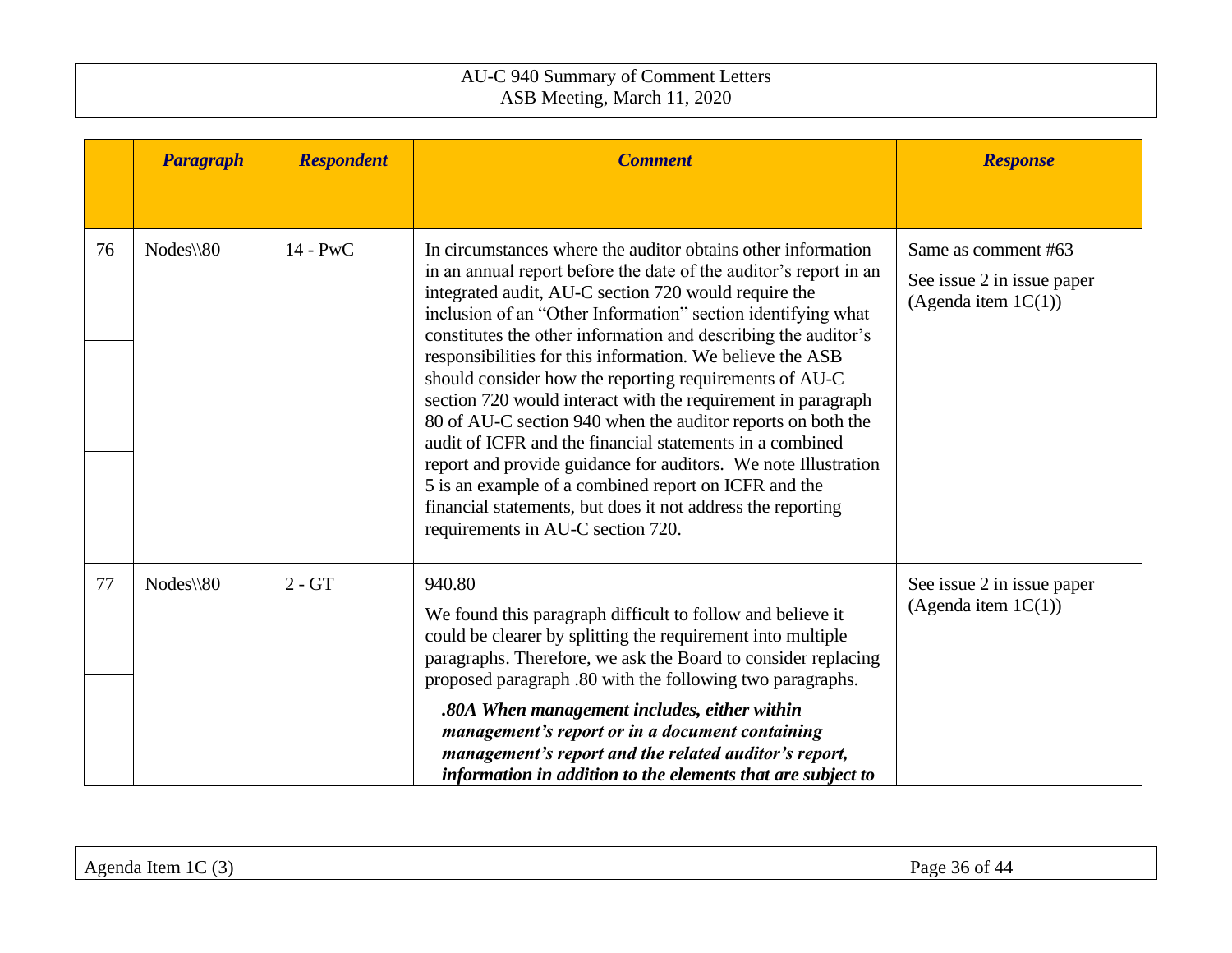| | *Paragraph* | *Respondent* | *Comment* | *Response* |
|---|---|---|---|---|
| 76 | Nodes\\80 | 14 - PwC | In circumstances where the auditor obtains other information in an annual report before the date of the auditor's report in an integrated audit, AU-C section 720 would require the inclusion of an "Other Information" section identifying what constitutes the other information and describing the auditor's responsibilities for this information. We believe the ASB should consider how the reporting requirements of AU-C section 720 would interact with the requirement in paragraph 80 of AU-C section 940 when the auditor reports on both the audit of ICFR and the financial statements in a combined report and provide guidance for auditors. We note Illustration 5 is an example of a combined report on ICFR and the financial statements, but does it not address the reporting requirements in AU-C section 720. | Same as comment #63<br><br>See issue 2 in issue paper (Agenda item 1C(1)) |
| 77 | Nodes\\80 | 2 - GT | 940.80<br><br>We found this paragraph difficult to follow and believe it could be clearer by splitting the requirement into multiple paragraphs. Therefore, we ask the Board to consider replacing proposed paragraph .80 with the following two paragraphs.<br><br>***.80A When management includes, either within management's report or in a document containing management's report and the related auditor's report, information in addition to the elements that are subject to*** | See issue 2 in issue paper (Agenda item 1C(1)) |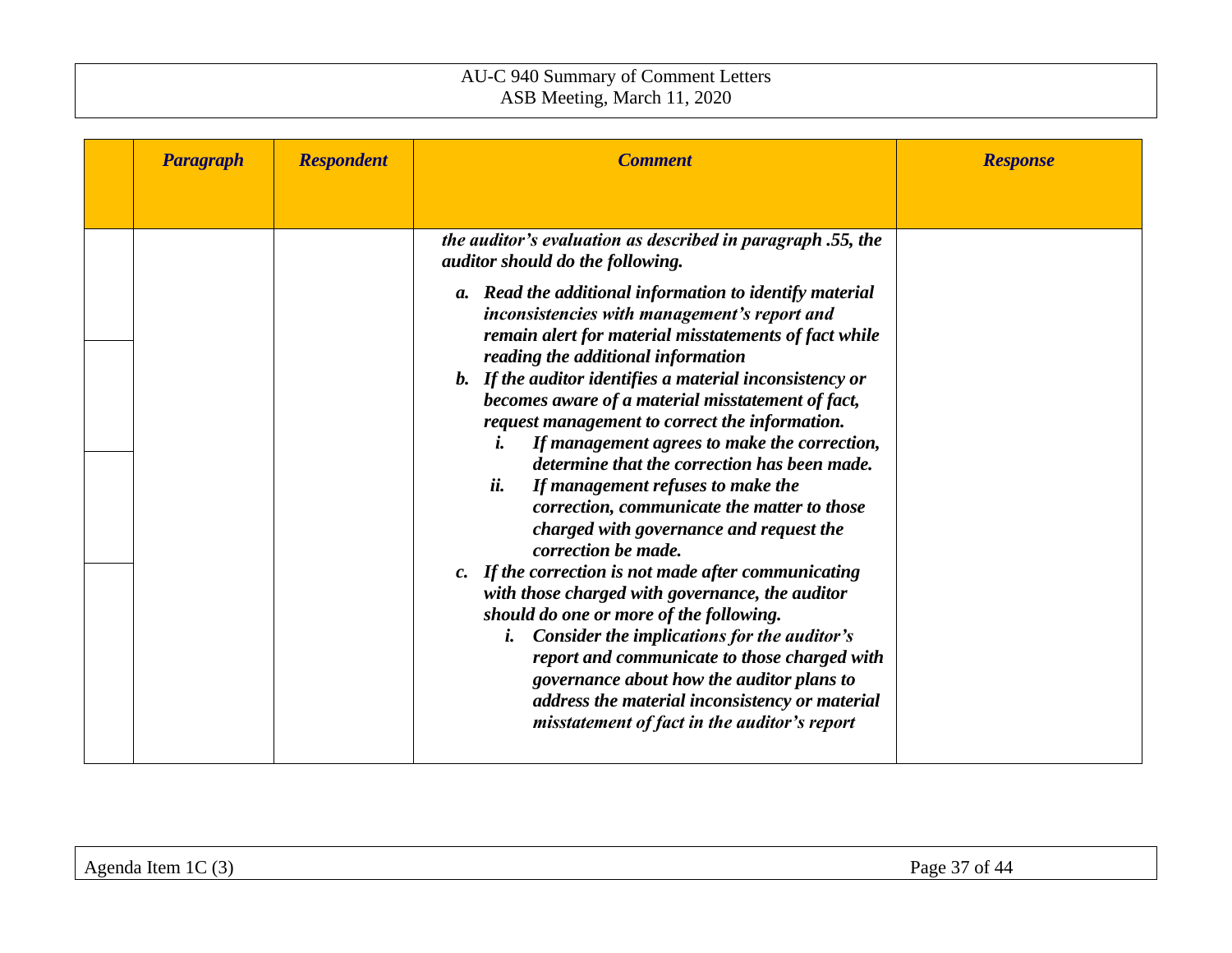| | Paragraph | Respondent | Comment | Response |
|---|---|---|---|---|
| | | | ***the auditor's evaluation as described in paragraph .55, the auditor should do the following.*** <br><br> ***a. Read the additional information to identify material inconsistencies with management's report and remain alert for material misstatements of fact while reading the additional information*** <br> ***b. If the auditor identifies a material inconsistency or becomes aware of a material misstatement of fact, request management to correct the information.*** <br> ***i. If management agrees to make the correction, determine that the correction has been made.*** <br> ***ii. If management refuses to make the correction, communicate the matter to those charged with governance and request the correction be made.*** <br> ***c. If the correction is not made after communicating with those charged with governance, the auditor should do one or more of the following.*** <br> ***i. Consider the implications for the auditor's report and communicate to those charged with governance about how the auditor plans to address the material inconsistency or material misstatement of fact in the auditor's report*** | |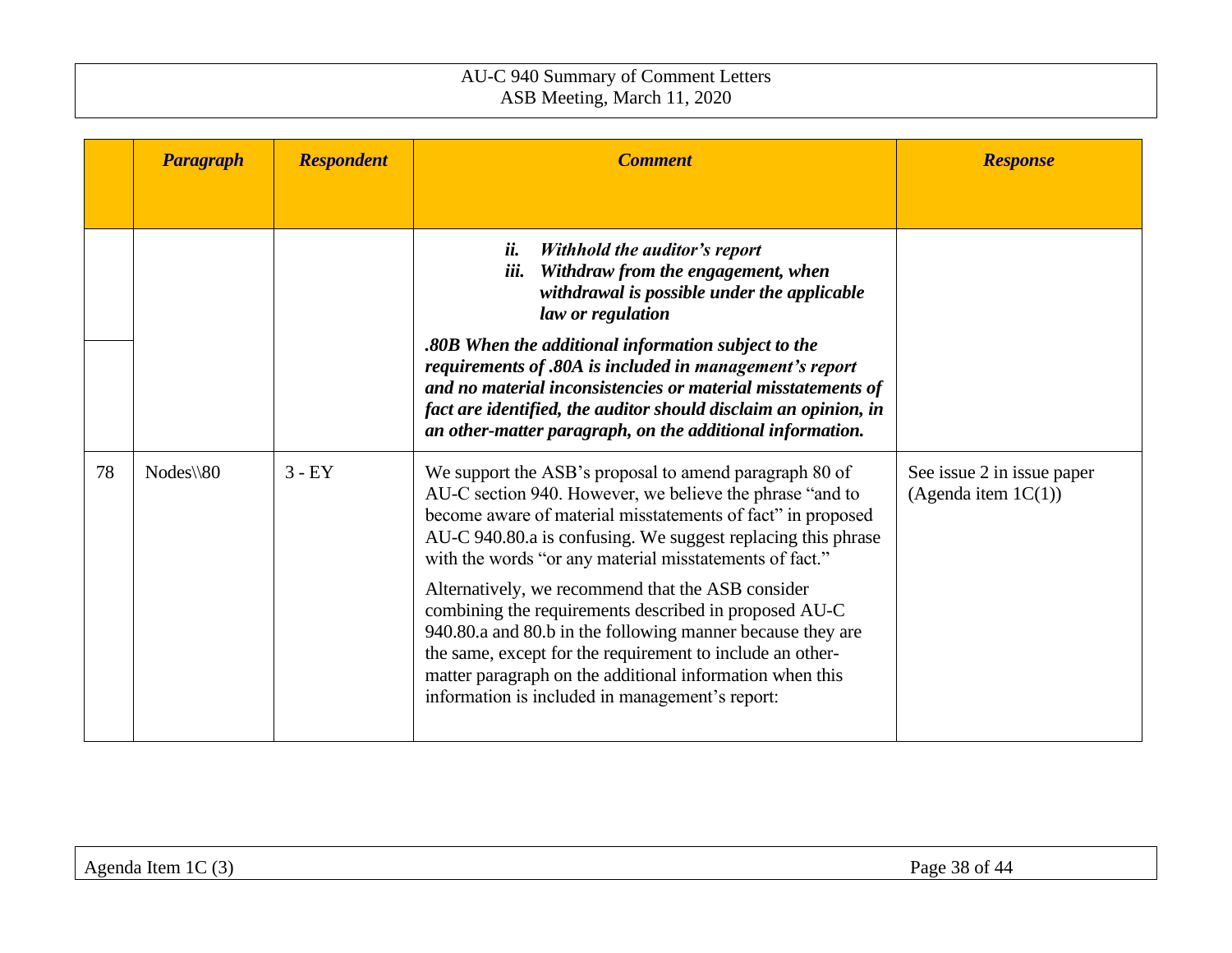| | Paragraph | Respondent | Comment | Response |
|---|---|---|---|---|
| | | | ***ii. Withhold the auditor's report***<br>***iii. Withdraw from the engagement, when withdrawal is possible under the applicable law or regulation***<br><br>***.80B When the additional information subject to the requirements of .80A is included in management's report and no material inconsistencies or material misstatements of fact are identified, the auditor should disclaim an opinion, in an other-matter paragraph, on the additional information.*** | |
| 78 | Nodes\\80 | 3 - EY | We support the ASB's proposal to amend paragraph 80 of AU-C section 940. However, we believe the phrase "and to become aware of material misstatements of fact" in proposed AU-C 940.80.a is confusing. We suggest replacing this phrase with the words "or any material misstatements of fact."<br><br>Alternatively, we recommend that the ASB consider combining the requirements described in proposed AU-C 940.80.a and 80.b in the following manner because they are the same, except for the requirement to include an other-matter paragraph on the additional information when this information is included in management's report: | See issue 2 in issue paper (Agenda item 1C(1)) |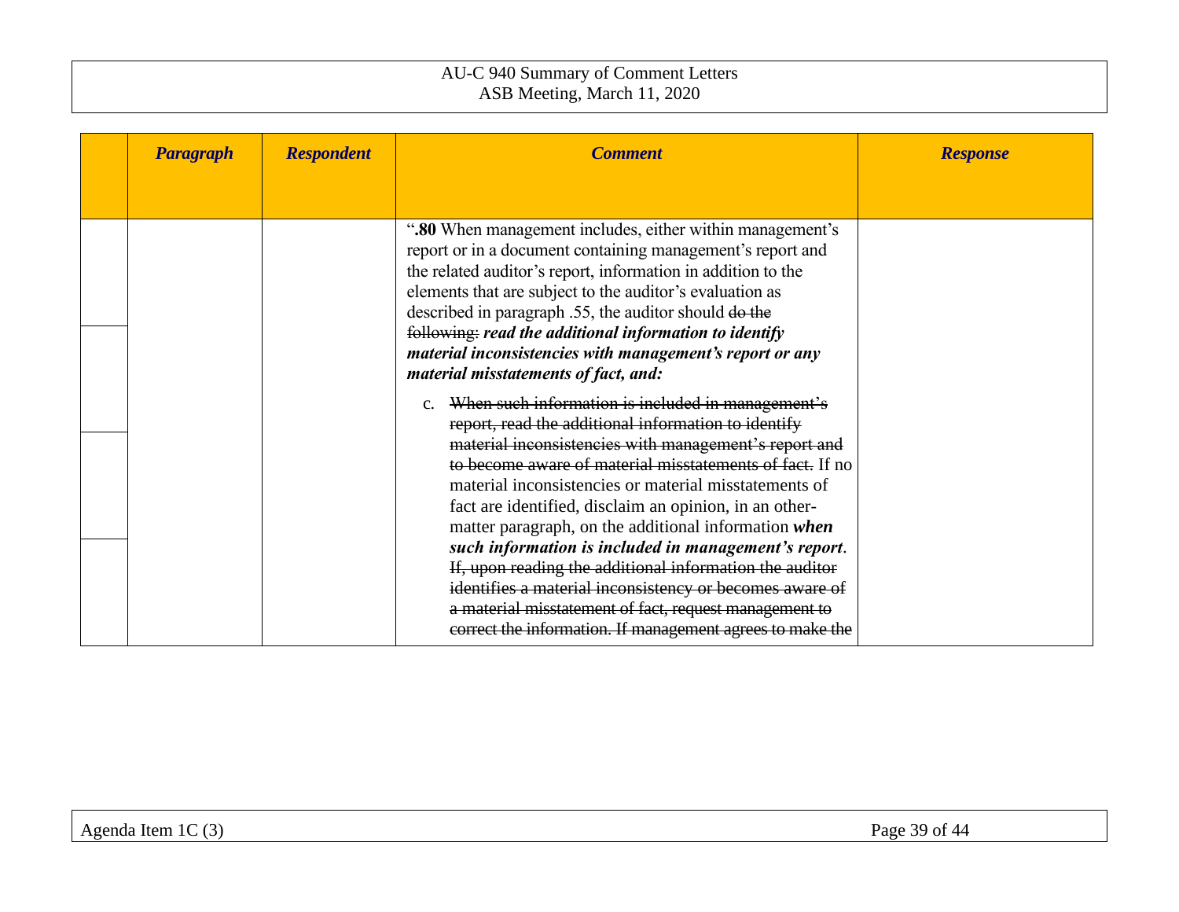| | Paragraph | Respondent | Comment | Response |
|---|---|---|---|---|
| | | | "**.80** When management includes, either within management's report or in a document containing management's report and the related auditor's report, information in addition to the elements that are subject to the auditor's evaluation as described in paragraph .55, the auditor should ~~do the following:~~ ***read the additional information to identify material inconsistencies with management's report or any material misstatements of fact, and:***<br><br>c. ~~When such information is included in management's report, read the additional information to identify material inconsistencies with management's report and to become aware of material misstatements of fact.~~ If no material inconsistencies or material misstatements of fact are identified, disclaim an opinion, in an other-matter paragraph, on the additional information ***when such information is included in management's report***. ~~If, upon reading the additional information the auditor identifies a material inconsistency or becomes aware of a material misstatement of fact, request management to correct the information. If management agrees to make the~~ | |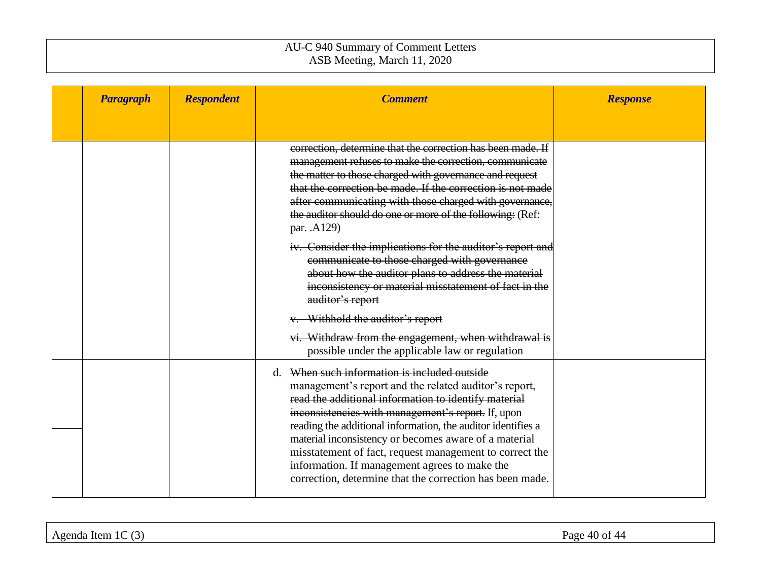| | Paragraph | Respondent | Comment | Response |
|---|---|---|---|---|
| | | | ~~correction, determine that the correction has been made. If management refuses to make the correction, communicate the matter to those charged with governance and request that the correction be made. If the correction is not made after communicating with those charged with governance, the auditor should do one or more of the following:~~ (Ref: par. .A129)<br><br>~~iv. Consider the implications for the auditor's report and communicate to those charged with governance about how the auditor plans to address the material inconsistency or material misstatement of fact in the auditor's report~~<br><br>~~v. Withhold the auditor's report~~<br><br>~~vi. Withdraw from the engagement, when withdrawal is possible under the applicable law or regulation~~ | |
| | | | d. ~~When such information is included outside management's report and the related auditor's report, read the additional information to identify material inconsistencies with management's report.~~ If, upon reading the additional information, the auditor identifies a material inconsistency or becomes aware of a material misstatement of fact, request management to correct the information. If management agrees to make the correction, determine that the correction has been made. | |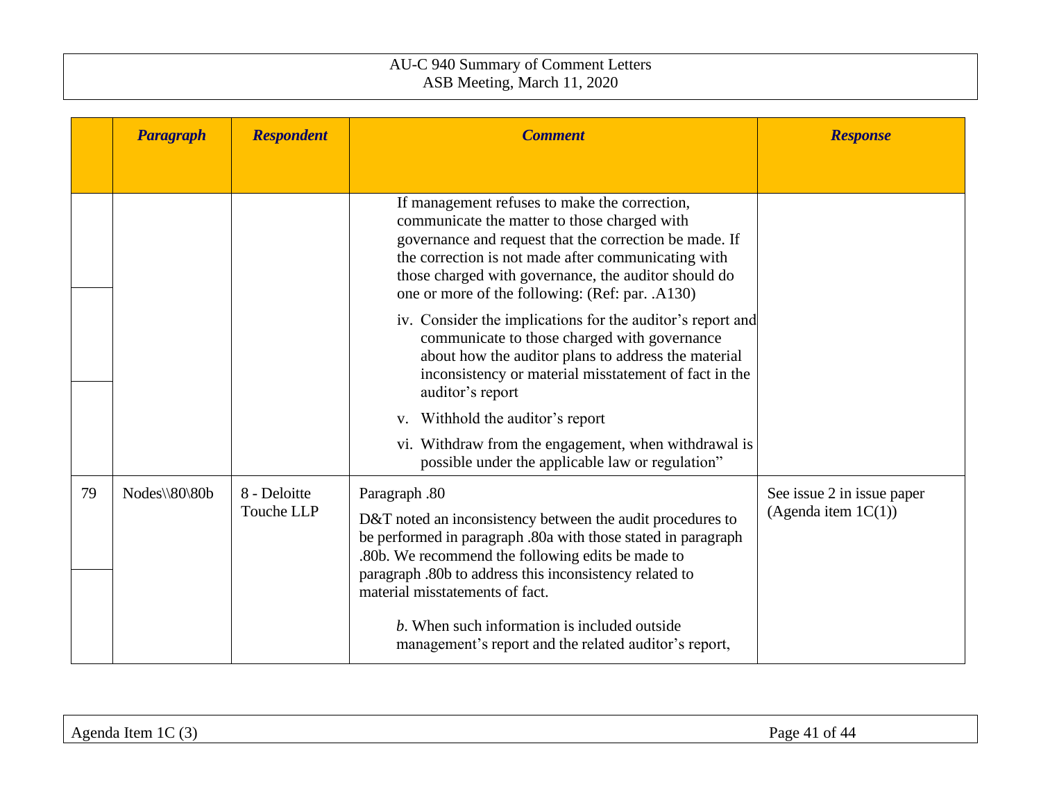| | *Paragraph* | *Respondent* | *Comment* | *Response* |
|---|---|---|---|---|
| | | | If management refuses to make the correction, communicate the matter to those charged with governance and request that the correction be made. If the correction is not made after communicating with those charged with governance, the auditor should do one or more of the following: (Ref: par. .A130)<br><br>iv. Consider the implications for the auditor's report and communicate to those charged with governance about how the auditor plans to address the material inconsistency or material misstatement of fact in the auditor's report<br><br>v. Withhold the auditor's report<br><br>vi. Withdraw from the engagement, when withdrawal is possible under the applicable law or regulation" | |
| 79 | Nodes\\80\80b | 8 - Deloitte Touche LLP | Paragraph .80<br><br>D&T noted an inconsistency between the audit procedures to be performed in paragraph .80a with those stated in paragraph .80b. We recommend the following edits be made to paragraph .80b to address this inconsistency related to material misstatements of fact.<br><br>*b*. When such information is included outside management's report and the related auditor's report, | See issue 2 in issue paper (Agenda item 1C(1)) |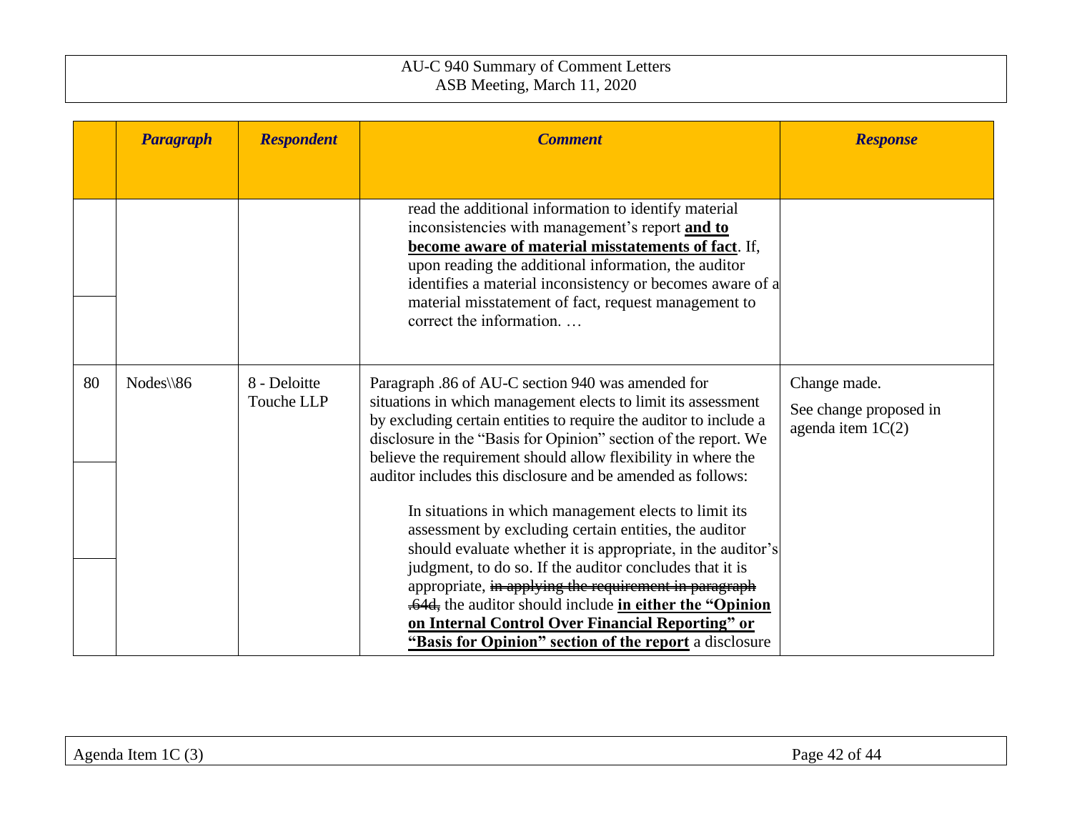| | *Paragraph* | *Respondent* | *Comment* | *Response* |
|---|---|---|---|---|
| | | | read the additional information to identify material inconsistencies with management's report **and to become aware of material misstatements of fact**. If, upon reading the additional information, the auditor identifies a material inconsistency or becomes aware of a material misstatement of fact, request management to correct the information. … | |
| 80 | Nodes\\86 | 8 - Deloitte Touche LLP | Paragraph .86 of AU-C section 940 was amended for situations in which management elects to limit its assessment by excluding certain entities to require the auditor to include a disclosure in the "Basis for Opinion" section of the report. We believe the requirement should allow flexibility in where the auditor includes this disclosure and be amended as follows:<br><br>In situations in which management elects to limit its assessment by excluding certain entities, the auditor should evaluate whether it is appropriate, in the auditor's judgment, to do so. If the auditor concludes that it is appropriate, ~~in applying the requirement in paragraph .64d,~~ the auditor should include **in either the "Opinion on Internal Control Over Financial Reporting" or "Basis for Opinion" section of the report** a disclosure | Change made.<br><br>See change proposed in agenda item 1C(2) |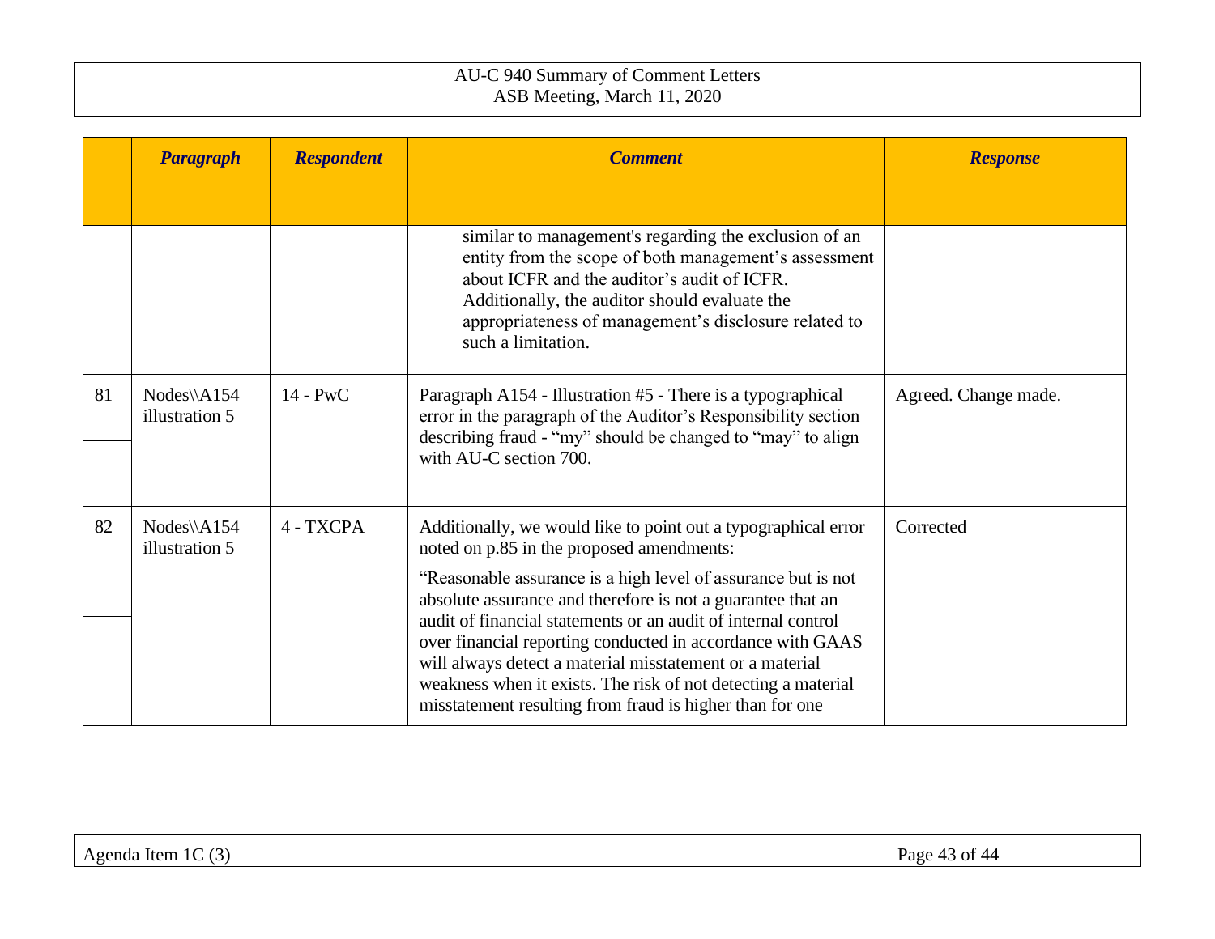| | *Paragraph* | *Respondent* | *Comment* | *Response* |
|---|---|---|---|---|
| | | | similar to management's regarding the exclusion of an entity from the scope of both management's assessment about ICFR and the auditor's audit of ICFR. Additionally, the auditor should evaluate the appropriateness of management's disclosure related to such a limitation. | |
| 81 | Nodes\\A154 illustration 5 | 14 - PwC | Paragraph A154 - Illustration #5 - There is a typographical error in the paragraph of the Auditor's Responsibility section describing fraud - "my" should be changed to "may" to align with AU-C section 700. | Agreed. Change made. |
| 82 | Nodes\\A154 illustration 5 | 4 - TXCPA | Additionally, we would like to point out a typographical error noted on p.85 in the proposed amendments:<br><br>"Reasonable assurance is a high level of assurance but is not absolute assurance and therefore is not a guarantee that an audit of financial statements or an audit of internal control over financial reporting conducted in accordance with GAAS will always detect a material misstatement or a material weakness when it exists. The risk of not detecting a material misstatement resulting from fraud is higher than for one | Corrected |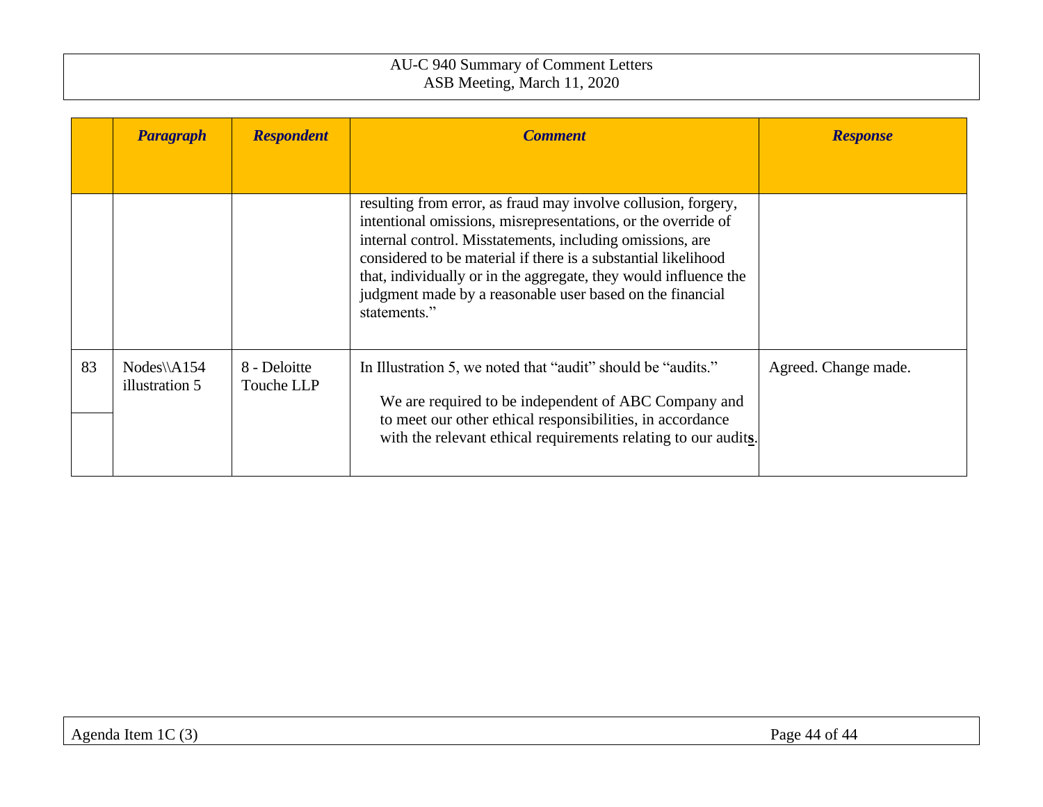| | *Paragraph* | *Respondent* | *Comment* | *Response* |
|---|---|---|---|---|
| | | | resulting from error, as fraud may involve collusion, forgery, intentional omissions, misrepresentations, or the override of internal control. Misstatements, including omissions, are considered to be material if there is a substantial likelihood that, individually or in the aggregate, they would influence the judgment made by a reasonable user based on the financial statements." | |
| 83 | Nodes\\A154 illustration 5 | 8 - Deloitte Touche LLP | In Illustration 5, we noted that "audit" should be "audits." <br><br> We are required to be independent of ABC Company and to meet our other ethical responsibilities, in accordance with the relevant ethical requirements relating to our audit**s**. | Agreed. Change made. |